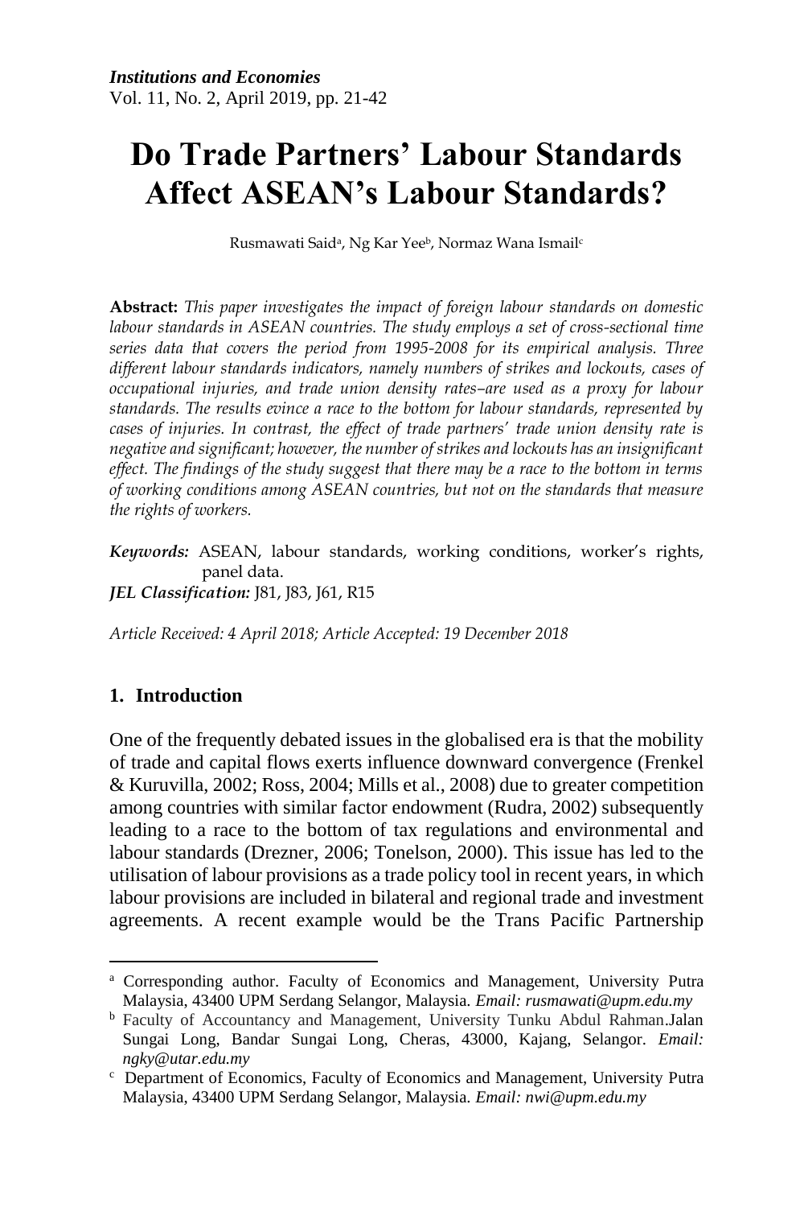# Do Trade Partners' Labour Standards Affect ASEAN's Labour Standards?

Rusmawati Said[a], Ng Kar Yee[b], Normaz Wana Ismail[c]

**Abstract:** *This paper investigates the impact of foreign labour standards on domestic labour standards in ASEAN countries. The study employs a set of cross-sectional time series data that covers the period from 1995-2008 for its empirical analysis. Three different labour standards indicators, namely numbers of strikes and lockouts, cases of occupational injuries, and trade union density rates–are used as a proxy for labour standards. The results evince a race to the bottom for labour standards, represented by cases of injuries. In contrast, the effect of trade partners' trade union density rate is negative and significant; however, the number of strikes and lockouts has an insignificant effect. The findings of the study suggest that there may be a race to the bottom in terms of working conditions among ASEAN countries, but not on the standards that measure the rights of workers.*

***Keywords:*** ASEAN, labour standards, working conditions, worker's rights, panel data.
***JEL Classification:*** J81, J83, J61, R15

*Article Received: 4 April 2018; Article Accepted: 19 December 2018*

## 1. Introduction

One of the frequently debated issues in the globalised era is that the mobility of trade and capital flows exerts influence downward convergence (Frenkel & Kuruvilla, 2002; Ross, 2004; Mills et al., 2008) due to greater competition among countries with similar factor endowment (Rudra, 2002) subsequently leading to a race to the bottom of tax regulations and environmental and labour standards (Drezner, 2006; Tonelson, 2000). This issue has led to the utilisation of labour provisions as a trade policy tool in recent years, in which labour provisions are included in bilateral and regional trade and investment agreements. A recent example would be the Trans Pacific Partnership

---

[a] Corresponding author. Faculty of Economics and Management, University Putra Malaysia, 43400 UPM Serdang Selangor, Malaysia. *Email: rusmawati@upm.edu.my*

[b] Faculty of Accountancy and Management, University Tunku Abdul Rahman.Jalan Sungai Long, Bandar Sungai Long, Cheras, 43000, Kajang, Selangor. *Email: ngky@utar.edu.my*

[c] Department of Economics, Faculty of Economics and Management, University Putra Malaysia, 43400 UPM Serdang Selangor, Malaysia. *Email: nwi@upm.edu.my*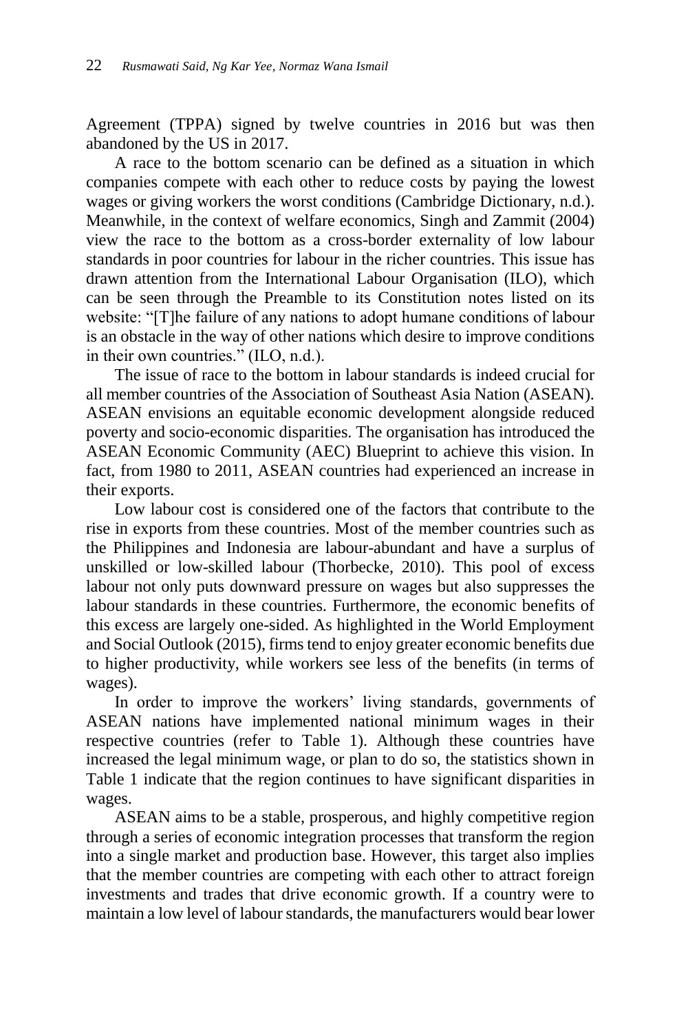Agreement (TPPA) signed by twelve countries in 2016 but was then abandoned by the US in 2017.

A race to the bottom scenario can be defined as a situation in which companies compete with each other to reduce costs by paying the lowest wages or giving workers the worst conditions (Cambridge Dictionary, n.d.). Meanwhile, in the context of welfare economics, Singh and Zammit (2004) view the race to the bottom as a cross-border externality of low labour standards in poor countries for labour in the richer countries. This issue has drawn attention from the International Labour Organisation (ILO), which can be seen through the Preamble to its Constitution notes listed on its website: "[T]he failure of any nations to adopt humane conditions of labour is an obstacle in the way of other nations which desire to improve conditions in their own countries." (ILO, n.d.).

The issue of race to the bottom in labour standards is indeed crucial for all member countries of the Association of Southeast Asia Nation (ASEAN). ASEAN envisions an equitable economic development alongside reduced poverty and socio-economic disparities. The organisation has introduced the ASEAN Economic Community (AEC) Blueprint to achieve this vision. In fact, from 1980 to 2011, ASEAN countries had experienced an increase in their exports.

Low labour cost is considered one of the factors that contribute to the rise in exports from these countries. Most of the member countries such as the Philippines and Indonesia are labour-abundant and have a surplus of unskilled or low-skilled labour (Thorbecke, 2010). This pool of excess labour not only puts downward pressure on wages but also suppresses the labour standards in these countries. Furthermore, the economic benefits of this excess are largely one-sided. As highlighted in the World Employment and Social Outlook (2015), firms tend to enjoy greater economic benefits due to higher productivity, while workers see less of the benefits (in terms of wages).

In order to improve the workers' living standards, governments of ASEAN nations have implemented national minimum wages in their respective countries (refer to Table 1). Although these countries have increased the legal minimum wage, or plan to do so, the statistics shown in Table 1 indicate that the region continues to have significant disparities in wages.

ASEAN aims to be a stable, prosperous, and highly competitive region through a series of economic integration processes that transform the region into a single market and production base. However, this target also implies that the member countries are competing with each other to attract foreign investments and trades that drive economic growth. If a country were to maintain a low level of labour standards, the manufacturers would bear lower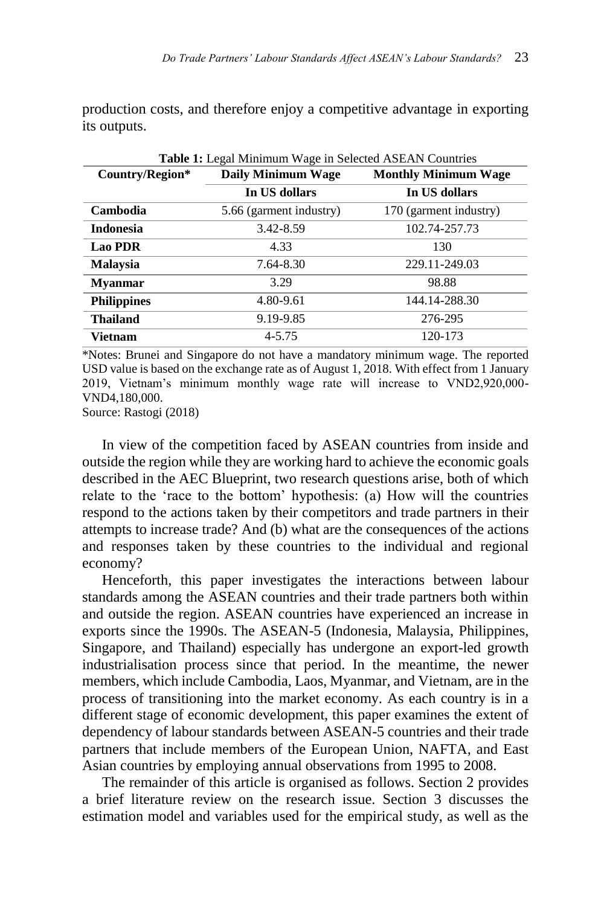production costs, and therefore enjoy a competitive advantage in exporting its outputs.

**Table 1:** Legal Minimum Wage in Selected ASEAN Countries

| Country/Region* | Daily Minimum Wage | Monthly Minimum Wage |
|---|---|---|
| | In US dollars | In US dollars |
| **Cambodia** | 5.66 (garment industry) | 170 (garment industry) |
| **Indonesia** | 3.42-8.59 | 102.74-257.73 |
| **Lao PDR** | 4.33 | 130 |
| **Malaysia** | 7.64-8.30 | 229.11-249.03 |
| **Myanmar** | 3.29 | 98.88 |
| **Philippines** | 4.80-9.61 | 144.14-288.30 |
| **Thailand** | 9.19-9.85 | 276-295 |
| **Vietnam** | 4-5.75 | 120-173 |

*Notes: Brunei and Singapore do not have a mandatory minimum wage. The reported USD value is based on the exchange rate as of August 1, 2018. With effect from 1 January 2019, Vietnam's minimum monthly wage rate will increase to VND2,920,000-VND4,180,000.
Source: Rastogi (2018)

In view of the competition faced by ASEAN countries from inside and outside the region while they are working hard to achieve the economic goals described in the AEC Blueprint, two research questions arise, both of which relate to the 'race to the bottom' hypothesis: (a) How will the countries respond to the actions taken by their competitors and trade partners in their attempts to increase trade? And (b) what are the consequences of the actions and responses taken by these countries to the individual and regional economy?

Henceforth, this paper investigates the interactions between labour standards among the ASEAN countries and their trade partners both within and outside the region. ASEAN countries have experienced an increase in exports since the 1990s. The ASEAN-5 (Indonesia, Malaysia, Philippines, Singapore, and Thailand) especially has undergone an export-led growth industrialisation process since that period. In the meantime, the newer members, which include Cambodia, Laos, Myanmar, and Vietnam, are in the process of transitioning into the market economy. As each country is in a different stage of economic development, this paper examines the extent of dependency of labour standards between ASEAN-5 countries and their trade partners that include members of the European Union, NAFTA, and East Asian countries by employing annual observations from 1995 to 2008.

The remainder of this article is organised as follows. Section 2 provides a brief literature review on the research issue. Section 3 discusses the estimation model and variables used for the empirical study, as well as the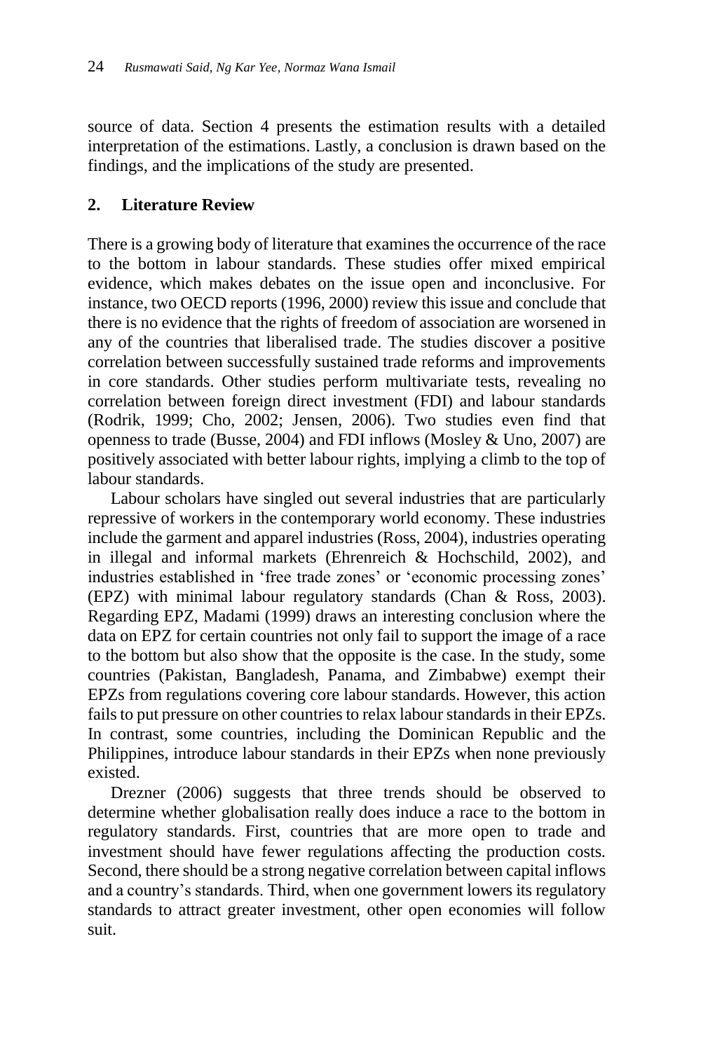source of data. Section 4 presents the estimation results with a detailed interpretation of the estimations. Lastly, a conclusion is drawn based on the findings, and the implications of the study are presented.

## 2. Literature Review

There is a growing body of literature that examines the occurrence of the race to the bottom in labour standards. These studies offer mixed empirical evidence, which makes debates on the issue open and inconclusive. For instance, two OECD reports (1996, 2000) review this issue and conclude that there is no evidence that the rights of freedom of association are worsened in any of the countries that liberalised trade. The studies discover a positive correlation between successfully sustained trade reforms and improvements in core standards. Other studies perform multivariate tests, revealing no correlation between foreign direct investment (FDI) and labour standards (Rodrik, 1999; Cho, 2002; Jensen, 2006). Two studies even find that openness to trade (Busse, 2004) and FDI inflows (Mosley & Uno, 2007) are positively associated with better labour rights, implying a climb to the top of labour standards.

Labour scholars have singled out several industries that are particularly repressive of workers in the contemporary world economy. These industries include the garment and apparel industries (Ross, 2004), industries operating in illegal and informal markets (Ehrenreich & Hochschild, 2002), and industries established in 'free trade zones' or 'economic processing zones' (EPZ) with minimal labour regulatory standards (Chan & Ross, 2003). Regarding EPZ, Madami (1999) draws an interesting conclusion where the data on EPZ for certain countries not only fail to support the image of a race to the bottom but also show that the opposite is the case. In the study, some countries (Pakistan, Bangladesh, Panama, and Zimbabwe) exempt their EPZs from regulations covering core labour standards. However, this action fails to put pressure on other countries to relax labour standards in their EPZs. In contrast, some countries, including the Dominican Republic and the Philippines, introduce labour standards in their EPZs when none previously existed.

Drezner (2006) suggests that three trends should be observed to determine whether globalisation really does induce a race to the bottom in regulatory standards. First, countries that are more open to trade and investment should have fewer regulations affecting the production costs. Second, there should be a strong negative correlation between capital inflows and a country's standards. Third, when one government lowers its regulatory standards to attract greater investment, other open economies will follow suit.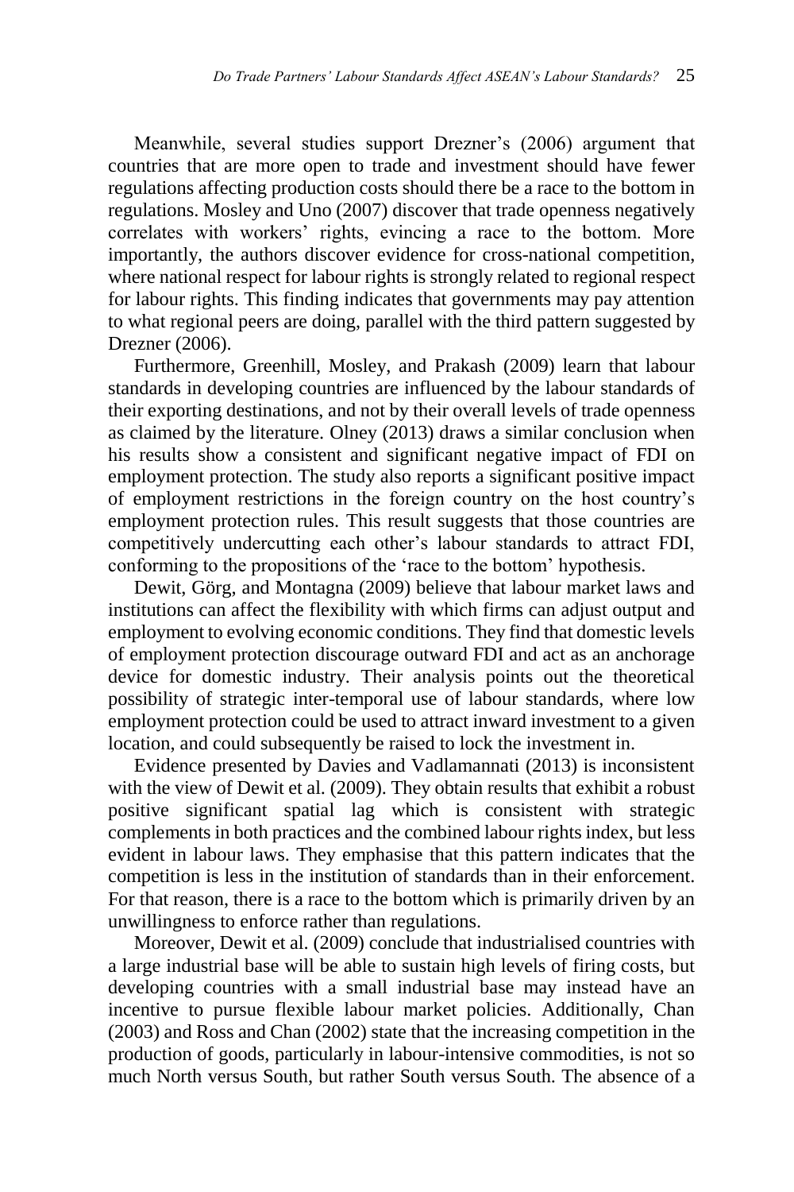Meanwhile, several studies support Drezner's (2006) argument that countries that are more open to trade and investment should have fewer regulations affecting production costs should there be a race to the bottom in regulations. Mosley and Uno (2007) discover that trade openness negatively correlates with workers' rights, evincing a race to the bottom. More importantly, the authors discover evidence for cross-national competition, where national respect for labour rights is strongly related to regional respect for labour rights. This finding indicates that governments may pay attention to what regional peers are doing, parallel with the third pattern suggested by Drezner (2006).

Furthermore, Greenhill, Mosley, and Prakash (2009) learn that labour standards in developing countries are influenced by the labour standards of their exporting destinations, and not by their overall levels of trade openness as claimed by the literature. Olney (2013) draws a similar conclusion when his results show a consistent and significant negative impact of FDI on employment protection. The study also reports a significant positive impact of employment restrictions in the foreign country on the host country's employment protection rules. This result suggests that those countries are competitively undercutting each other's labour standards to attract FDI, conforming to the propositions of the 'race to the bottom' hypothesis.

Dewit, Görg, and Montagna (2009) believe that labour market laws and institutions can affect the flexibility with which firms can adjust output and employment to evolving economic conditions. They find that domestic levels of employment protection discourage outward FDI and act as an anchorage device for domestic industry. Their analysis points out the theoretical possibility of strategic inter-temporal use of labour standards, where low employment protection could be used to attract inward investment to a given location, and could subsequently be raised to lock the investment in.

Evidence presented by Davies and Vadlamannati (2013) is inconsistent with the view of Dewit et al. (2009). They obtain results that exhibit a robust positive significant spatial lag which is consistent with strategic complements in both practices and the combined labour rights index, but less evident in labour laws. They emphasise that this pattern indicates that the competition is less in the institution of standards than in their enforcement. For that reason, there is a race to the bottom which is primarily driven by an unwillingness to enforce rather than regulations.

Moreover, Dewit et al. (2009) conclude that industrialised countries with a large industrial base will be able to sustain high levels of firing costs, but developing countries with a small industrial base may instead have an incentive to pursue flexible labour market policies. Additionally, Chan (2003) and Ross and Chan (2002) state that the increasing competition in the production of goods, particularly in labour-intensive commodities, is not so much North versus South, but rather South versus South. The absence of a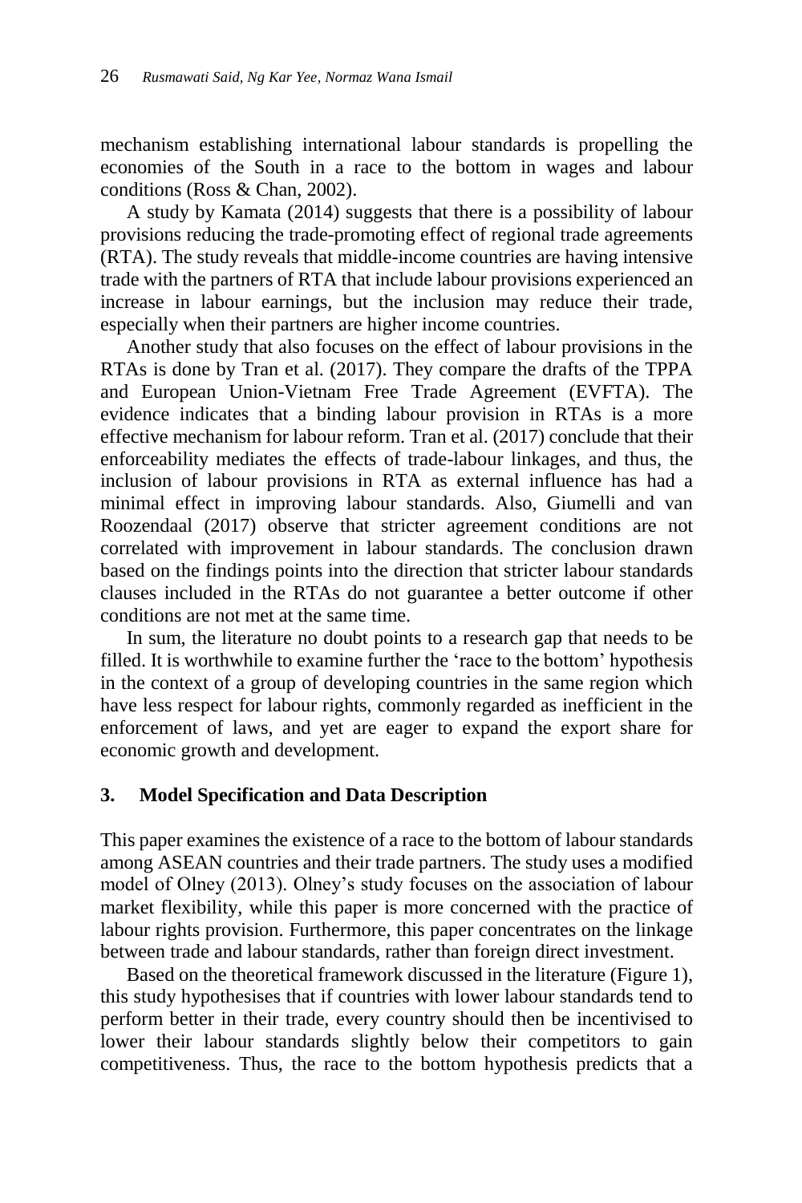mechanism establishing international labour standards is propelling the economies of the South in a race to the bottom in wages and labour conditions (Ross & Chan, 2002).

A study by Kamata (2014) suggests that there is a possibility of labour provisions reducing the trade-promoting effect of regional trade agreements (RTA). The study reveals that middle-income countries are having intensive trade with the partners of RTA that include labour provisions experienced an increase in labour earnings, but the inclusion may reduce their trade, especially when their partners are higher income countries.

Another study that also focuses on the effect of labour provisions in the RTAs is done by Tran et al. (2017). They compare the drafts of the TPPA and European Union-Vietnam Free Trade Agreement (EVFTA). The evidence indicates that a binding labour provision in RTAs is a more effective mechanism for labour reform. Tran et al. (2017) conclude that their enforceability mediates the effects of trade-labour linkages, and thus, the inclusion of labour provisions in RTA as external influence has had a minimal effect in improving labour standards. Also, Giumelli and van Roozendaal (2017) observe that stricter agreement conditions are not correlated with improvement in labour standards. The conclusion drawn based on the findings points into the direction that stricter labour standards clauses included in the RTAs do not guarantee a better outcome if other conditions are not met at the same time.

In sum, the literature no doubt points to a research gap that needs to be filled. It is worthwhile to examine further the 'race to the bottom' hypothesis in the context of a group of developing countries in the same region which have less respect for labour rights, commonly regarded as inefficient in the enforcement of laws, and yet are eager to expand the export share for economic growth and development.

## 3. Model Specification and Data Description

This paper examines the existence of a race to the bottom of labour standards among ASEAN countries and their trade partners. The study uses a modified model of Olney (2013). Olney's study focuses on the association of labour market flexibility, while this paper is more concerned with the practice of labour rights provision. Furthermore, this paper concentrates on the linkage between trade and labour standards, rather than foreign direct investment.

Based on the theoretical framework discussed in the literature (Figure 1), this study hypothesises that if countries with lower labour standards tend to perform better in their trade, every country should then be incentivised to lower their labour standards slightly below their competitors to gain competitiveness. Thus, the race to the bottom hypothesis predicts that a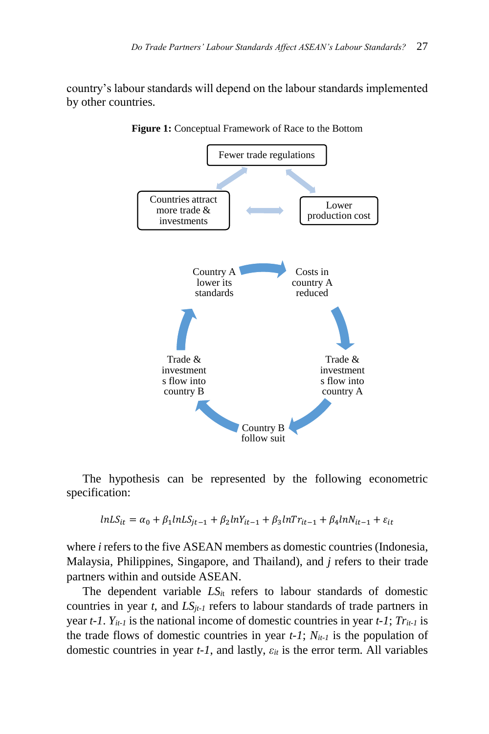country's labour standards will depend on the labour standards implemented by other countries.

**Figure 1:** Conceptual Framework of Race to the Bottom

Fewer trade regulations

Countries attract more trade & investments

Lower production cost

Country A lower its standards

Costs in country A reduced

Trade & investments flow into country A

Country B follow suit

Trade & investments flow into country B

The hypothesis can be represented by the following econometric specification:

$$lnLS_{it} = \alpha_0 + \beta_1 lnLS_{jt-1} + \beta_2 lnY_{it-1} + \beta_3 lnTr_{it-1} + \beta_4 lnN_{it-1} + \varepsilon_{it}$$

where *i* refers to the five ASEAN members as domestic countries (Indonesia, Malaysia, Philippines, Singapore, and Thailand), and *j* refers to their trade partners within and outside ASEAN.

The dependent variable $LS_{it}$ refers to labour standards of domestic countries in year *t*, and $LS_{jt-1}$ refers to labour standards of trade partners in year *t-1*. $Y_{it-1}$ is the national income of domestic countries in year *t-1*; $Tr_{it-1}$ is the trade flows of domestic countries in year *t-1*; $N_{it-1}$ is the population of domestic countries in year *t-1*, and lastly, $\varepsilon_{it}$ is the error term. All variables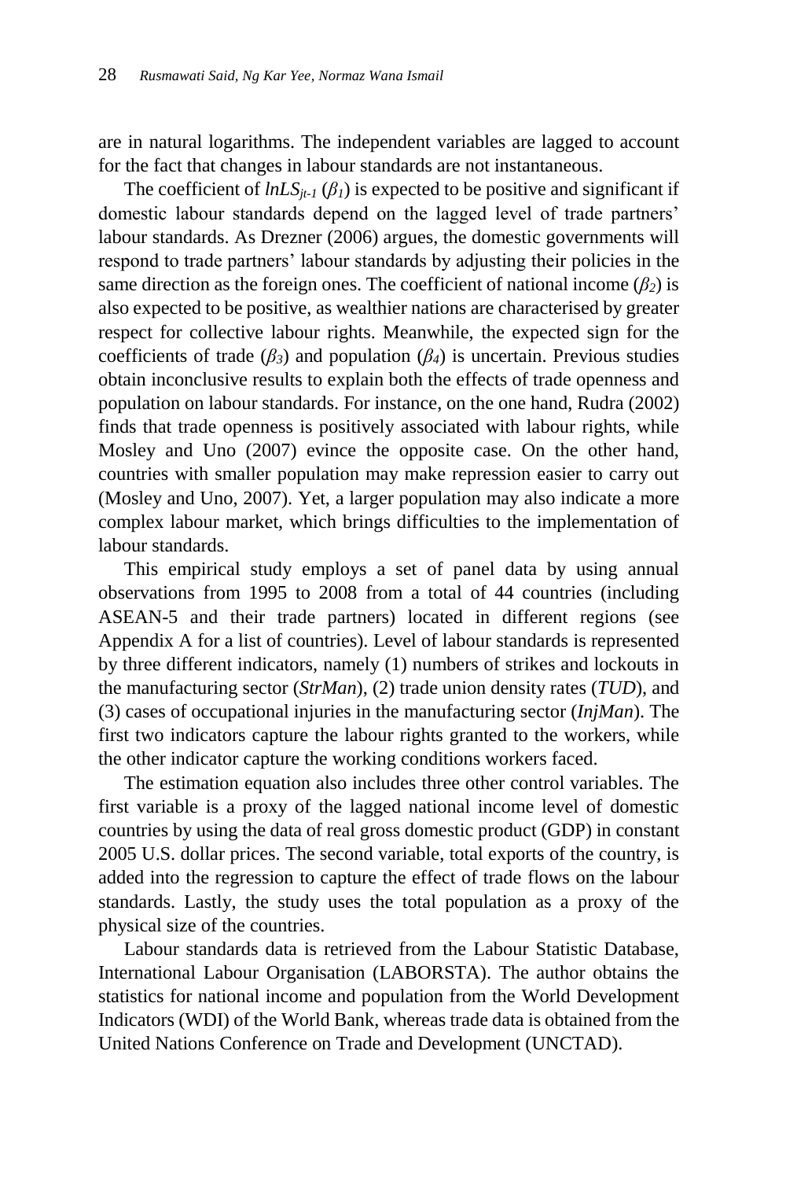are in natural logarithms. The independent variables are lagged to account for the fact that changes in labour standards are not instantaneous.

The coefficient of $lnLS_{jt-1}$ ($\beta_1$) is expected to be positive and significant if domestic labour standards depend on the lagged level of trade partners' labour standards. As Drezner (2006) argues, the domestic governments will respond to trade partners' labour standards by adjusting their policies in the same direction as the foreign ones. The coefficient of national income ($\beta_2$) is also expected to be positive, as wealthier nations are characterised by greater respect for collective labour rights. Meanwhile, the expected sign for the coefficients of trade ($\beta_3$) and population ($\beta_4$) is uncertain. Previous studies obtain inconclusive results to explain both the effects of trade openness and population on labour standards. For instance, on the one hand, Rudra (2002) finds that trade openness is positively associated with labour rights, while Mosley and Uno (2007) evince the opposite case. On the other hand, countries with smaller population may make repression easier to carry out (Mosley and Uno, 2007). Yet, a larger population may also indicate a more complex labour market, which brings difficulties to the implementation of labour standards.

This empirical study employs a set of panel data by using annual observations from 1995 to 2008 from a total of 44 countries (including ASEAN-5 and their trade partners) located in different regions (see Appendix A for a list of countries). Level of labour standards is represented by three different indicators, namely (1) numbers of strikes and lockouts in the manufacturing sector (*StrMan*), (2) trade union density rates (*TUD*), and (3) cases of occupational injuries in the manufacturing sector (*InjMan*). The first two indicators capture the labour rights granted to the workers, while the other indicator capture the working conditions workers faced.

The estimation equation also includes three other control variables. The first variable is a proxy of the lagged national income level of domestic countries by using the data of real gross domestic product (GDP) in constant 2005 U.S. dollar prices. The second variable, total exports of the country, is added into the regression to capture the effect of trade flows on the labour standards. Lastly, the study uses the total population as a proxy of the physical size of the countries.

Labour standards data is retrieved from the Labour Statistic Database, International Labour Organisation (LABORSTA). The author obtains the statistics for national income and population from the World Development Indicators (WDI) of the World Bank, whereas trade data is obtained from the United Nations Conference on Trade and Development (UNCTAD).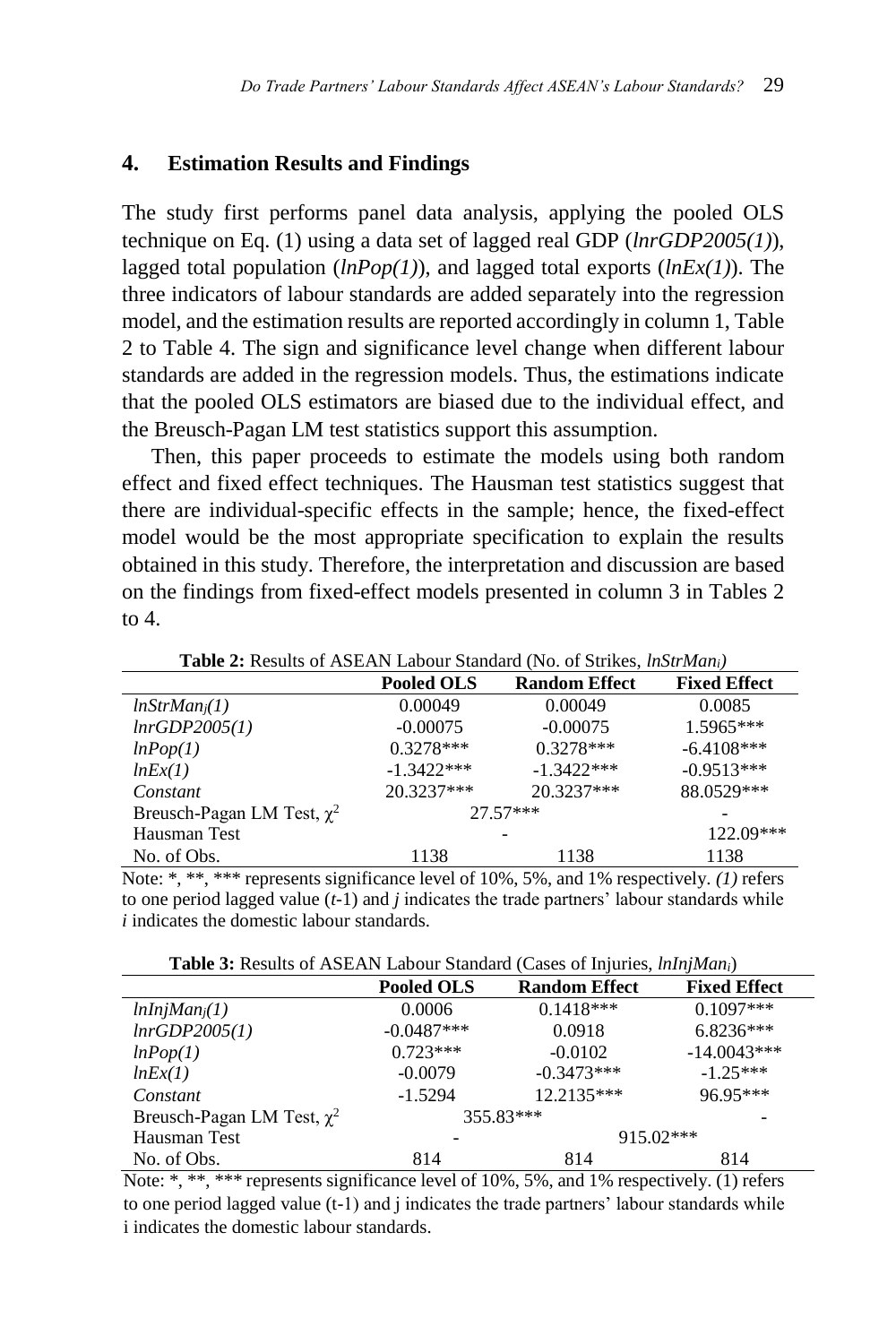## 4. Estimation Results and Findings

The study first performs panel data analysis, applying the pooled OLS technique on Eq. (1) using a data set of lagged real GDP (*lnrGDP2005(1)*), lagged total population (*lnPop(1)*), and lagged total exports (*lnEx(1)*). The three indicators of labour standards are added separately into the regression model, and the estimation results are reported accordingly in column 1, Table 2 to Table 4. The sign and significance level change when different labour standards are added in the regression models. Thus, the estimations indicate that the pooled OLS estimators are biased due to the individual effect, and the Breusch-Pagan LM test statistics support this assumption.

Then, this paper proceeds to estimate the models using both random effect and fixed effect techniques. The Hausman test statistics suggest that there are individual-specific effects in the sample; hence, the fixed-effect model would be the most appropriate specification to explain the results obtained in this study. Therefore, the interpretation and discussion are based on the findings from fixed-effect models presented in column 3 in Tables 2 to 4.

**Table 2:** Results of ASEAN Labour Standard (No. of Strikes, $lnStrMan_i$)

| | Pooled OLS | Random Effect | Fixed Effect |
|---|---|---|---|
| $lnStrMan_j(1)$ | 0.00049 | 0.00049 | 0.0085 |
| *lnrGDP2005(1)* | -0.00075 | -0.00075 | 1.5965*** |
| *lnPop(1)* | 0.3278*** | 0.3278*** | -6.4108*** |
| *lnEx(1)* | -1.3422*** | -1.3422*** | -0.9513*** |
| *Constant* | 20.3237*** | 20.3237*** | 88.0529*** |
| Breusch-Pagan LM Test, $\chi^2$ | 27.57*** | | - |
| Hausman Test | | - | 122.09*** |
| No. of Obs. | 1138 | 1138 | 1138 |

Note: *, **, *** represents significance level of 10%, 5%, and 1% respectively. *(1)* refers to one period lagged value ($t$-1) and $j$ indicates the trade partners' labour standards while $i$ indicates the domestic labour standards.

**Table 3:** Results of ASEAN Labour Standard (Cases of Injuries, $lnInjMan_i$)

| | Pooled OLS | Random Effect | Fixed Effect |
|---|---|---|---|
| $lnInjMan_j(1)$ | 0.0006 | 0.1418*** | 0.1097*** |
| *lnrGDP2005(1)* | -0.0487*** | 0.0918 | 6.8236*** |
| *lnPop(1)* | 0.723*** | -0.0102 | -14.0043*** |
| *lnEx(1)* | -0.0079 | -0.3473*** | -1.25*** |
| *Constant* | -1.5294 | 12.2135*** | 96.95*** |
| Breusch-Pagan LM Test, $\chi^2$ | 355.83*** | | - |
| Hausman Test | - | 915.02*** | |
| No. of Obs. | 814 | 814 | 814 |

Note: *, **, *** represents significance level of 10%, 5%, and 1% respectively. (1) refers to one period lagged value (t-1) and j indicates the trade partners' labour standards while i indicates the domestic labour standards.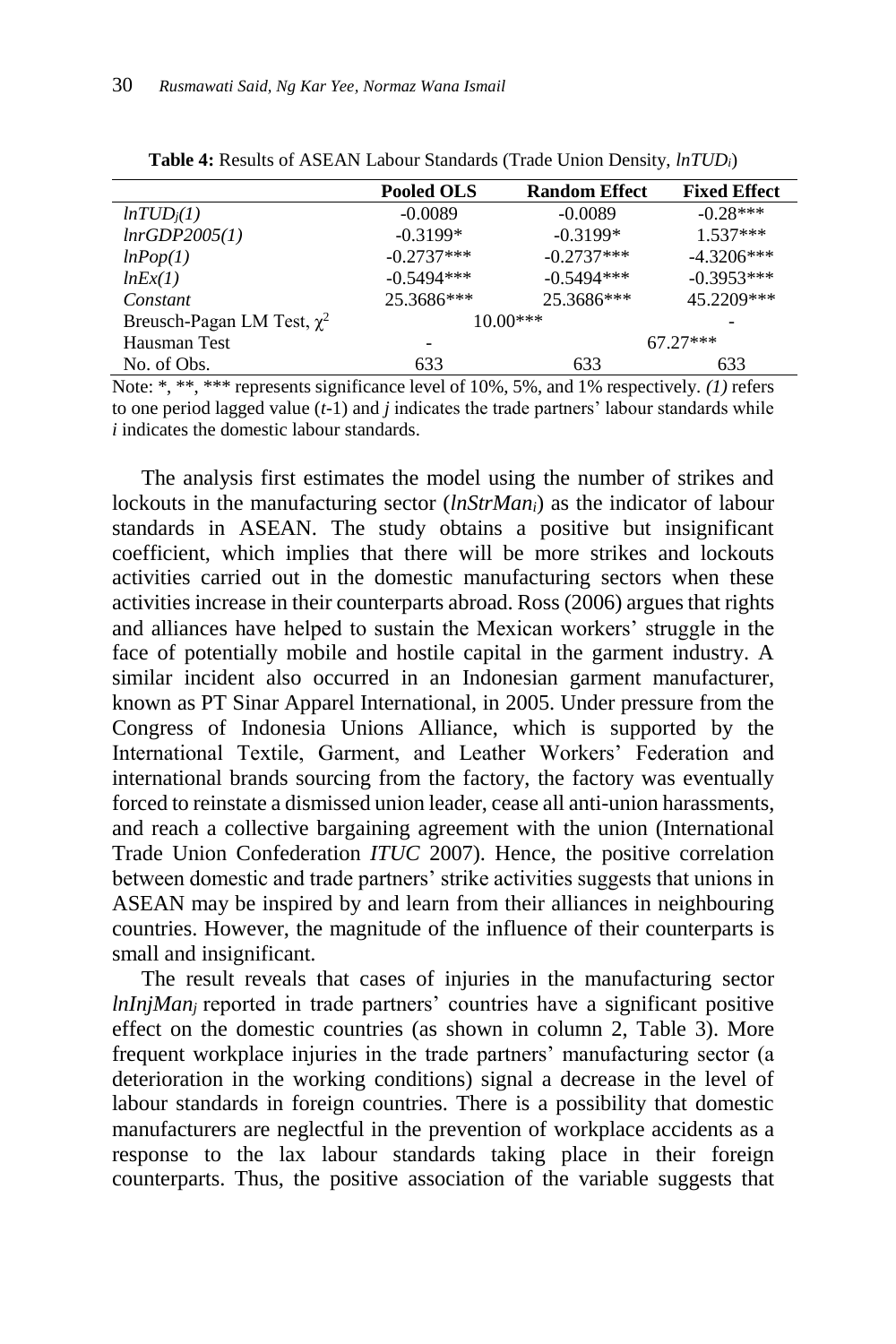**Table 4:** Results of ASEAN Labour Standards (Trade Union Density, $lnTUD_i$)

| | Pooled OLS | Random Effect | Fixed Effect |
|---|---|---|---|
| $lnTUD_j(1)$ | -0.0089 | -0.0089 | -0.28*** |
| $lnrGDP2005(1)$ | -0.3199* | -0.3199* | 1.537*** |
| $lnPop(1)$ | -0.2737*** | -0.2737*** | -4.3206*** |
| $lnEx(1)$ | -0.5494*** | -0.5494*** | -0.3953*** |
| *Constant* | 25.3686*** | 25.3686*** | 45.2209*** |
| Breusch-Pagan LM Test, $\chi^2$ | 10.00*** | | - |
| Hausman Test | - | 67.27*** | |
| No. of Obs. | 633 | 633 | 633 |

Note: *, **, *** represents significance level of 10%, 5%, and 1% respectively. *(1)* refers to one period lagged value ($t$-1) and $j$ indicates the trade partners' labour standards while $i$ indicates the domestic labour standards.

The analysis first estimates the model using the number of strikes and lockouts in the manufacturing sector ($lnStrMan_i$) as the indicator of labour standards in ASEAN. The study obtains a positive but insignificant coefficient, which implies that there will be more strikes and lockouts activities carried out in the domestic manufacturing sectors when these activities increase in their counterparts abroad. Ross (2006) argues that rights and alliances have helped to sustain the Mexican workers' struggle in the face of potentially mobile and hostile capital in the garment industry. A similar incident also occurred in an Indonesian garment manufacturer, known as PT Sinar Apparel International, in 2005. Under pressure from the Congress of Indonesia Unions Alliance, which is supported by the International Textile, Garment, and Leather Workers' Federation and international brands sourcing from the factory, the factory was eventually forced to reinstate a dismissed union leader, cease all anti-union harassments, and reach a collective bargaining agreement with the union (International Trade Union Confederation *ITUC* 2007). Hence, the positive correlation between domestic and trade partners' strike activities suggests that unions in ASEAN may be inspired by and learn from their alliances in neighbouring countries. However, the magnitude of the influence of their counterparts is small and insignificant.

The result reveals that cases of injuries in the manufacturing sector $lnInjMan_j$ reported in trade partners' countries have a significant positive effect on the domestic countries (as shown in column 2, Table 3). More frequent workplace injuries in the trade partners' manufacturing sector (a deterioration in the working conditions) signal a decrease in the level of labour standards in foreign countries. There is a possibility that domestic manufacturers are neglectful in the prevention of workplace accidents as a response to the lax labour standards taking place in their foreign counterparts. Thus, the positive association of the variable suggests that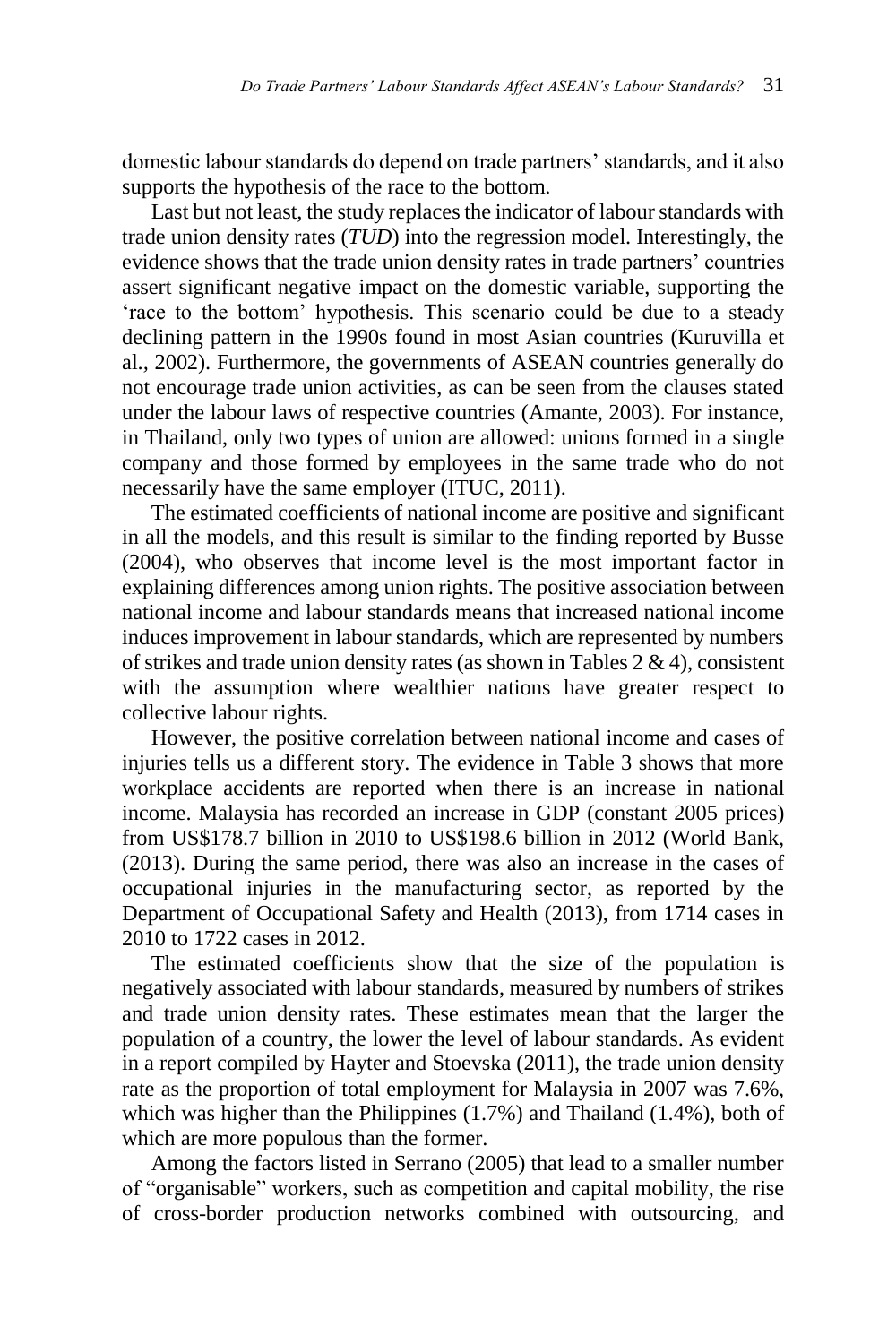domestic labour standards do depend on trade partners' standards, and it also supports the hypothesis of the race to the bottom.

Last but not least, the study replaces the indicator of labour standards with trade union density rates (*TUD*) into the regression model. Interestingly, the evidence shows that the trade union density rates in trade partners' countries assert significant negative impact on the domestic variable, supporting the 'race to the bottom' hypothesis. This scenario could be due to a steady declining pattern in the 1990s found in most Asian countries (Kuruvilla et al., 2002). Furthermore, the governments of ASEAN countries generally do not encourage trade union activities, as can be seen from the clauses stated under the labour laws of respective countries (Amante, 2003). For instance, in Thailand, only two types of union are allowed: unions formed in a single company and those formed by employees in the same trade who do not necessarily have the same employer (ITUC, 2011).

The estimated coefficients of national income are positive and significant in all the models, and this result is similar to the finding reported by Busse (2004), who observes that income level is the most important factor in explaining differences among union rights. The positive association between national income and labour standards means that increased national income induces improvement in labour standards, which are represented by numbers of strikes and trade union density rates (as shown in Tables 2 & 4), consistent with the assumption where wealthier nations have greater respect to collective labour rights.

However, the positive correlation between national income and cases of injuries tells us a different story. The evidence in Table 3 shows that more workplace accidents are reported when there is an increase in national income. Malaysia has recorded an increase in GDP (constant 2005 prices) from US$178.7 billion in 2010 to US$198.6 billion in 2012 (World Bank, (2013). During the same period, there was also an increase in the cases of occupational injuries in the manufacturing sector, as reported by the Department of Occupational Safety and Health (2013), from 1714 cases in 2010 to 1722 cases in 2012.

The estimated coefficients show that the size of the population is negatively associated with labour standards, measured by numbers of strikes and trade union density rates. These estimates mean that the larger the population of a country, the lower the level of labour standards. As evident in a report compiled by Hayter and Stoevska (2011), the trade union density rate as the proportion of total employment for Malaysia in 2007 was 7.6%, which was higher than the Philippines (1.7%) and Thailand (1.4%), both of which are more populous than the former.

Among the factors listed in Serrano (2005) that lead to a smaller number of "organisable" workers, such as competition and capital mobility, the rise of cross-border production networks combined with outsourcing, and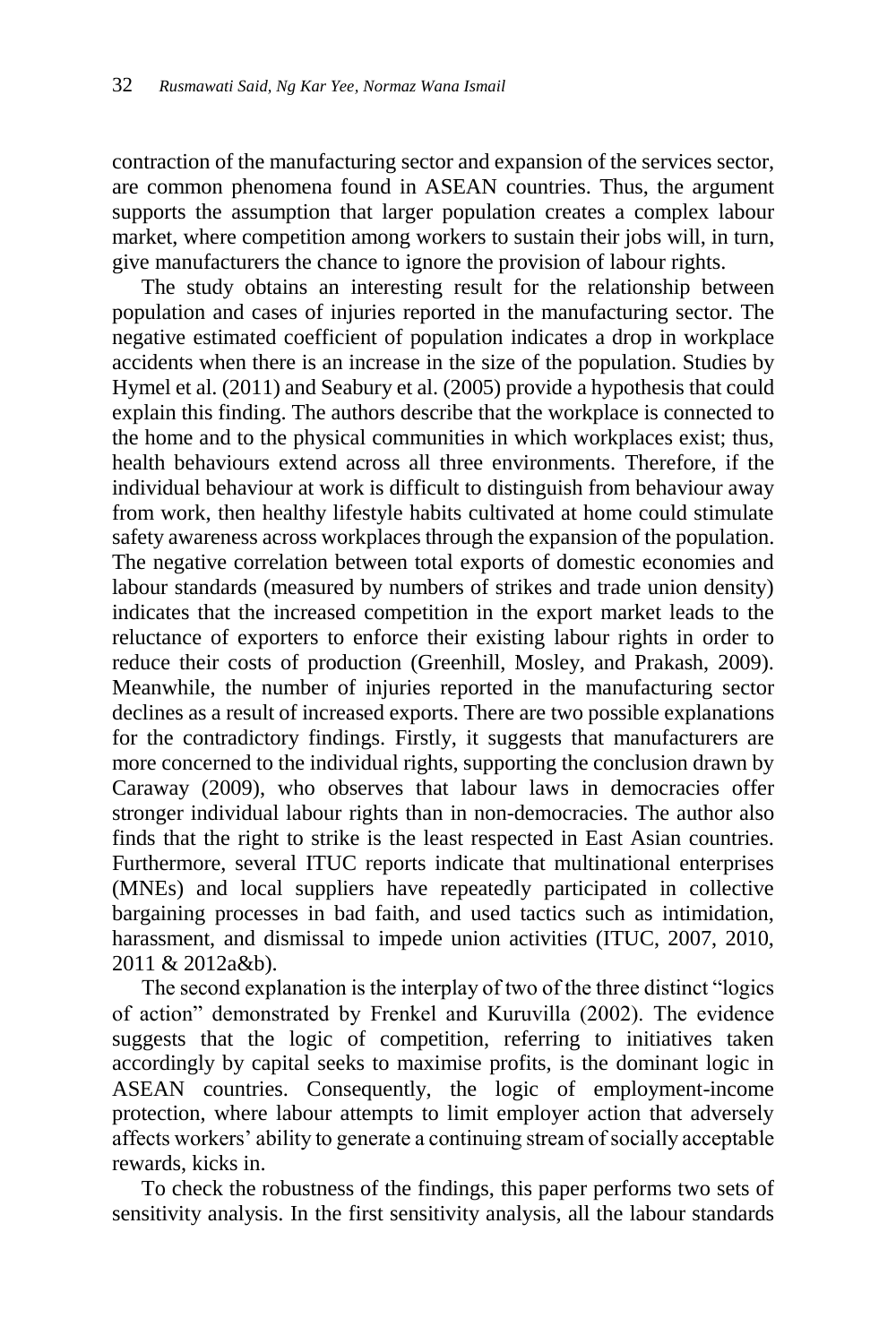contraction of the manufacturing sector and expansion of the services sector, are common phenomena found in ASEAN countries. Thus, the argument supports the assumption that larger population creates a complex labour market, where competition among workers to sustain their jobs will, in turn, give manufacturers the chance to ignore the provision of labour rights.

The study obtains an interesting result for the relationship between population and cases of injuries reported in the manufacturing sector. The negative estimated coefficient of population indicates a drop in workplace accidents when there is an increase in the size of the population. Studies by Hymel et al. (2011) and Seabury et al. (2005) provide a hypothesis that could explain this finding. The authors describe that the workplace is connected to the home and to the physical communities in which workplaces exist; thus, health behaviours extend across all three environments. Therefore, if the individual behaviour at work is difficult to distinguish from behaviour away from work, then healthy lifestyle habits cultivated at home could stimulate safety awareness across workplaces through the expansion of the population. The negative correlation between total exports of domestic economies and labour standards (measured by numbers of strikes and trade union density) indicates that the increased competition in the export market leads to the reluctance of exporters to enforce their existing labour rights in order to reduce their costs of production (Greenhill, Mosley, and Prakash, 2009). Meanwhile, the number of injuries reported in the manufacturing sector declines as a result of increased exports. There are two possible explanations for the contradictory findings. Firstly, it suggests that manufacturers are more concerned to the individual rights, supporting the conclusion drawn by Caraway (2009), who observes that labour laws in democracies offer stronger individual labour rights than in non-democracies. The author also finds that the right to strike is the least respected in East Asian countries. Furthermore, several ITUC reports indicate that multinational enterprises (MNEs) and local suppliers have repeatedly participated in collective bargaining processes in bad faith, and used tactics such as intimidation, harassment, and dismissal to impede union activities (ITUC, 2007, 2010, 2011 & 2012a&b).

The second explanation is the interplay of two of the three distinct "logics of action" demonstrated by Frenkel and Kuruvilla (2002). The evidence suggests that the logic of competition, referring to initiatives taken accordingly by capital seeks to maximise profits, is the dominant logic in ASEAN countries. Consequently, the logic of employment-income protection, where labour attempts to limit employer action that adversely affects workers' ability to generate a continuing stream of socially acceptable rewards, kicks in.

To check the robustness of the findings, this paper performs two sets of sensitivity analysis. In the first sensitivity analysis, all the labour standards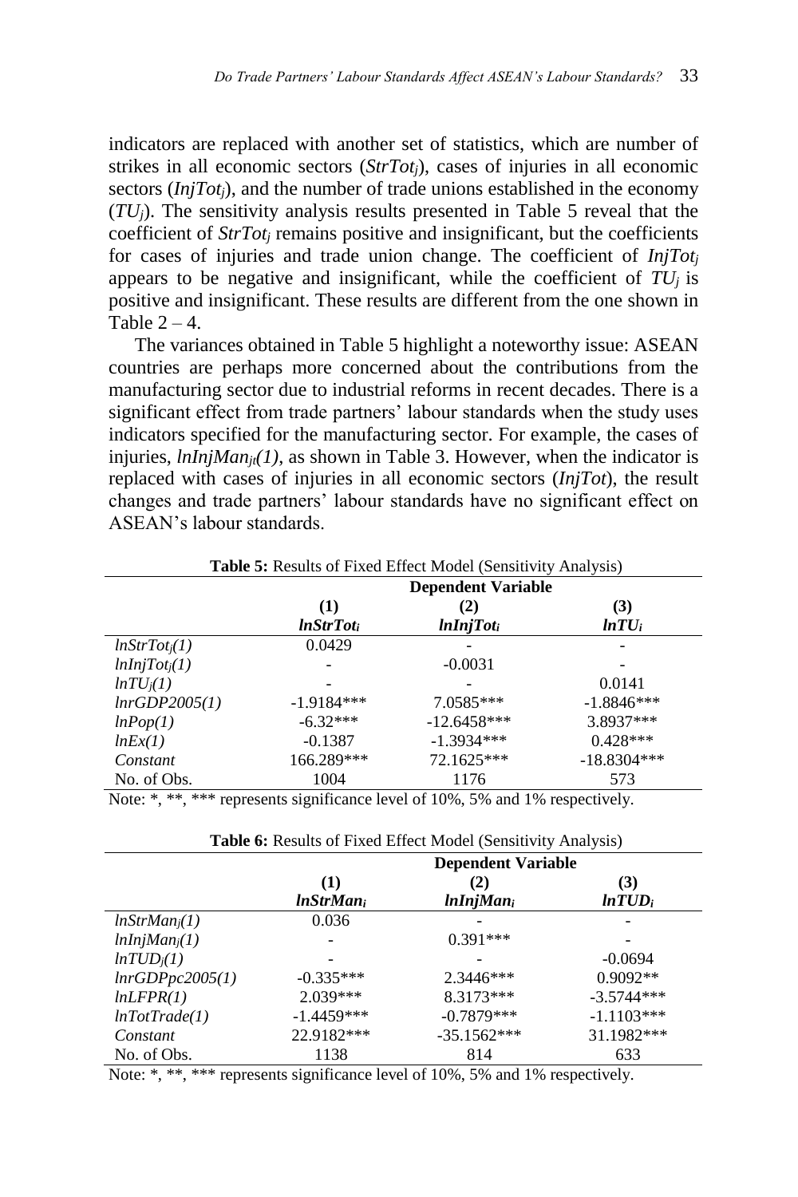indicators are replaced with another set of statistics, which are number of strikes in all economic sectors (*$StrTot_j$*), cases of injuries in all economic sectors (*$InjTot_j$*), and the number of trade unions established in the economy (*$TU_j$*). The sensitivity analysis results presented in Table 5 reveal that the coefficient of *$StrTot_j$* remains positive and insignificant, but the coefficients for cases of injuries and trade union change. The coefficient of *$InjTot_j$* appears to be negative and insignificant, while the coefficient of *$TU_j$* is positive and insignificant. These results are different from the one shown in Table 2 – 4.

The variances obtained in Table 5 highlight a noteworthy issue: ASEAN countries are perhaps more concerned about the contributions from the manufacturing sector due to industrial reforms in recent decades. There is a significant effect from trade partners' labour standards when the study uses indicators specified for the manufacturing sector. For example, the cases of injuries, *$lnInjMan_{jt}(1)$*, as shown in Table 3. However, when the indicator is replaced with cases of injuries in all economic sectors (*InjTot*), the result changes and trade partners' labour standards have no significant effect on ASEAN's labour standards.

**Table 5:** Results of Fixed Effect Model (Sensitivity Analysis)

| | Dependent Variable | | |
|---|---|---|---|
| | (1) $lnStrTot_i$ | (2) $lnInjTot_i$ | (3) $lnTU_i$ |
| $lnStrTot_j(1)$ | 0.0429 | - | - |
| $lnInjTot_j(1)$ | - | -0.0031 | - |
| $lnTU_j(1)$ | - | - | 0.0141 |
| *lnrGDP2005(1)* | -1.9184*** | 7.0585*** | -1.8846*** |
| *lnPop(1)* | -6.32*** | -12.6458*** | 3.8937*** |
| *lnEx(1)* | -0.1387 | -1.3934*** | 0.428*** |
| *Constant* | 166.289*** | 72.1625*** | -18.8304*** |
| No. of Obs. | 1004 | 1176 | 573 |

Note: *, **, *** represents significance level of 10%, 5% and 1% respectively.

**Table 6:** Results of Fixed Effect Model (Sensitivity Analysis)

| | Dependent Variable | | |
|---|---|---|---|
| | (1) $lnStrMan_i$ | (2) $lnInjMan_i$ | (3) $lnTUD_i$ |
| $lnStrMan_j(1)$ | 0.036 | - | - |
| $lnInjMan_j(1)$ | - | 0.391*** | - |
| $lnTUD_j(1)$ | - | - | -0.0694 |
| *lnrGDPpc2005(1)* | -0.335*** | 2.3446*** | 0.9092** |
| *lnLFPR(1)* | 2.039*** | 8.3173*** | -3.5744*** |
| *lnTotTrade(1)* | -1.4459*** | -0.7879*** | -1.1103*** |
| *Constant* | 22.9182*** | -35.1562*** | 31.1982*** |
| No. of Obs. | 1138 | 814 | 633 |

Note: *, **, *** represents significance level of 10%, 5% and 1% respectively.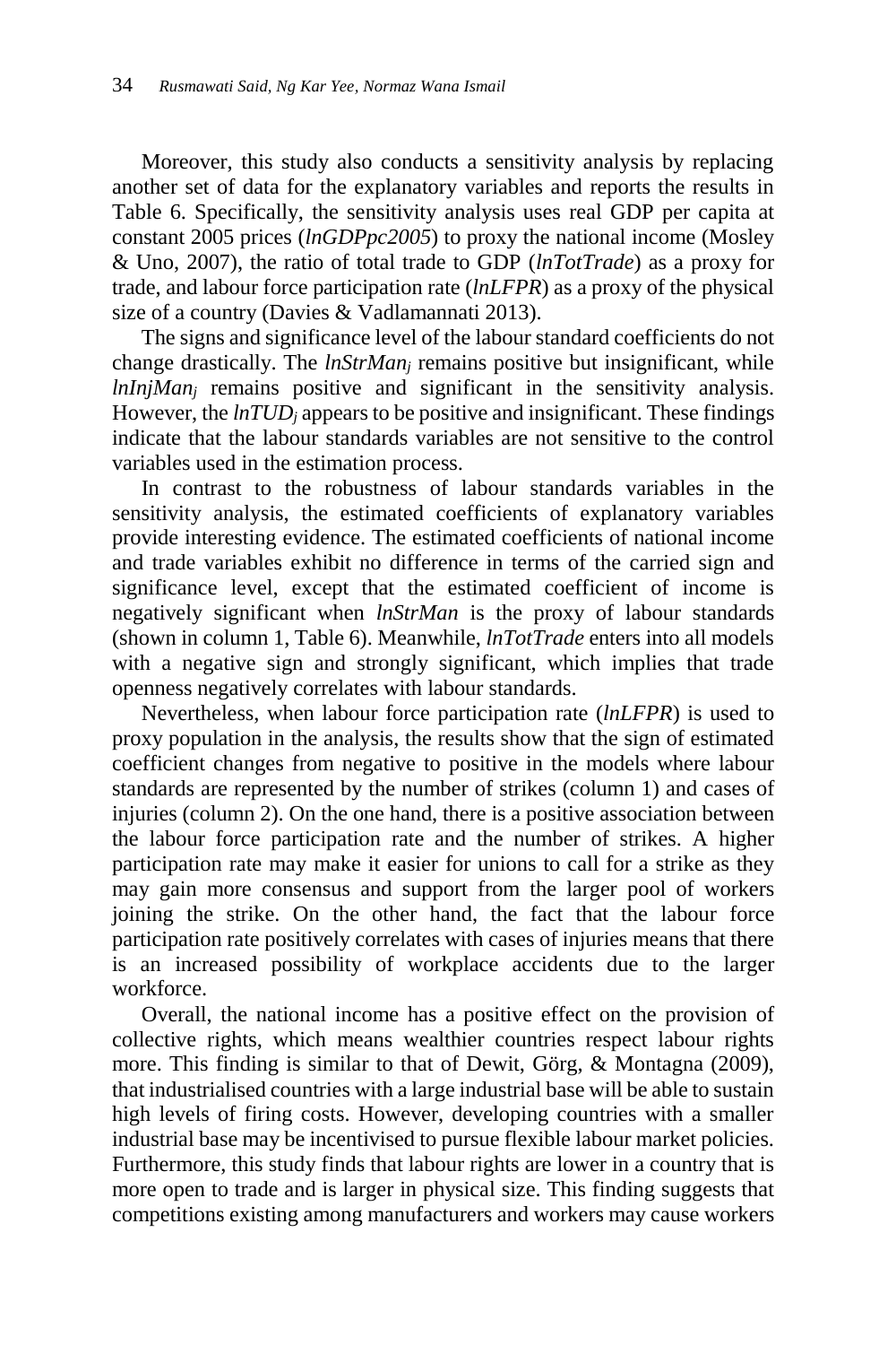Moreover, this study also conducts a sensitivity analysis by replacing another set of data for the explanatory variables and reports the results in Table 6. Specifically, the sensitivity analysis uses real GDP per capita at constant 2005 prices (*lnGDPpc2005*) to proxy the national income (Mosley & Uno, 2007), the ratio of total trade to GDP (*lnTotTrade*) as a proxy for trade, and labour force participation rate (*lnLFPR*) as a proxy of the physical size of a country (Davies & Vadlamannati 2013).

The signs and significance level of the labour standard coefficients do not change drastically. The $lnStrMan_j$ remains positive but insignificant, while $lnInjMan_j$ remains positive and significant in the sensitivity analysis. However, the $lnTUD_j$ appears to be positive and insignificant. These findings indicate that the labour standards variables are not sensitive to the control variables used in the estimation process.

In contrast to the robustness of labour standards variables in the sensitivity analysis, the estimated coefficients of explanatory variables provide interesting evidence. The estimated coefficients of national income and trade variables exhibit no difference in terms of the carried sign and significance level, except that the estimated coefficient of income is negatively significant when *lnStrMan* is the proxy of labour standards (shown in column 1, Table 6). Meanwhile, *lnTotTrade* enters into all models with a negative sign and strongly significant, which implies that trade openness negatively correlates with labour standards.

Nevertheless, when labour force participation rate (*lnLFPR*) is used to proxy population in the analysis, the results show that the sign of estimated coefficient changes from negative to positive in the models where labour standards are represented by the number of strikes (column 1) and cases of injuries (column 2). On the one hand, there is a positive association between the labour force participation rate and the number of strikes. A higher participation rate may make it easier for unions to call for a strike as they may gain more consensus and support from the larger pool of workers joining the strike. On the other hand, the fact that the labour force participation rate positively correlates with cases of injuries means that there is an increased possibility of workplace accidents due to the larger workforce.

Overall, the national income has a positive effect on the provision of collective rights, which means wealthier countries respect labour rights more. This finding is similar to that of Dewit, Görg, & Montagna (2009), that industrialised countries with a large industrial base will be able to sustain high levels of firing costs. However, developing countries with a smaller industrial base may be incentivised to pursue flexible labour market policies. Furthermore, this study finds that labour rights are lower in a country that is more open to trade and is larger in physical size. This finding suggests that competitions existing among manufacturers and workers may cause workers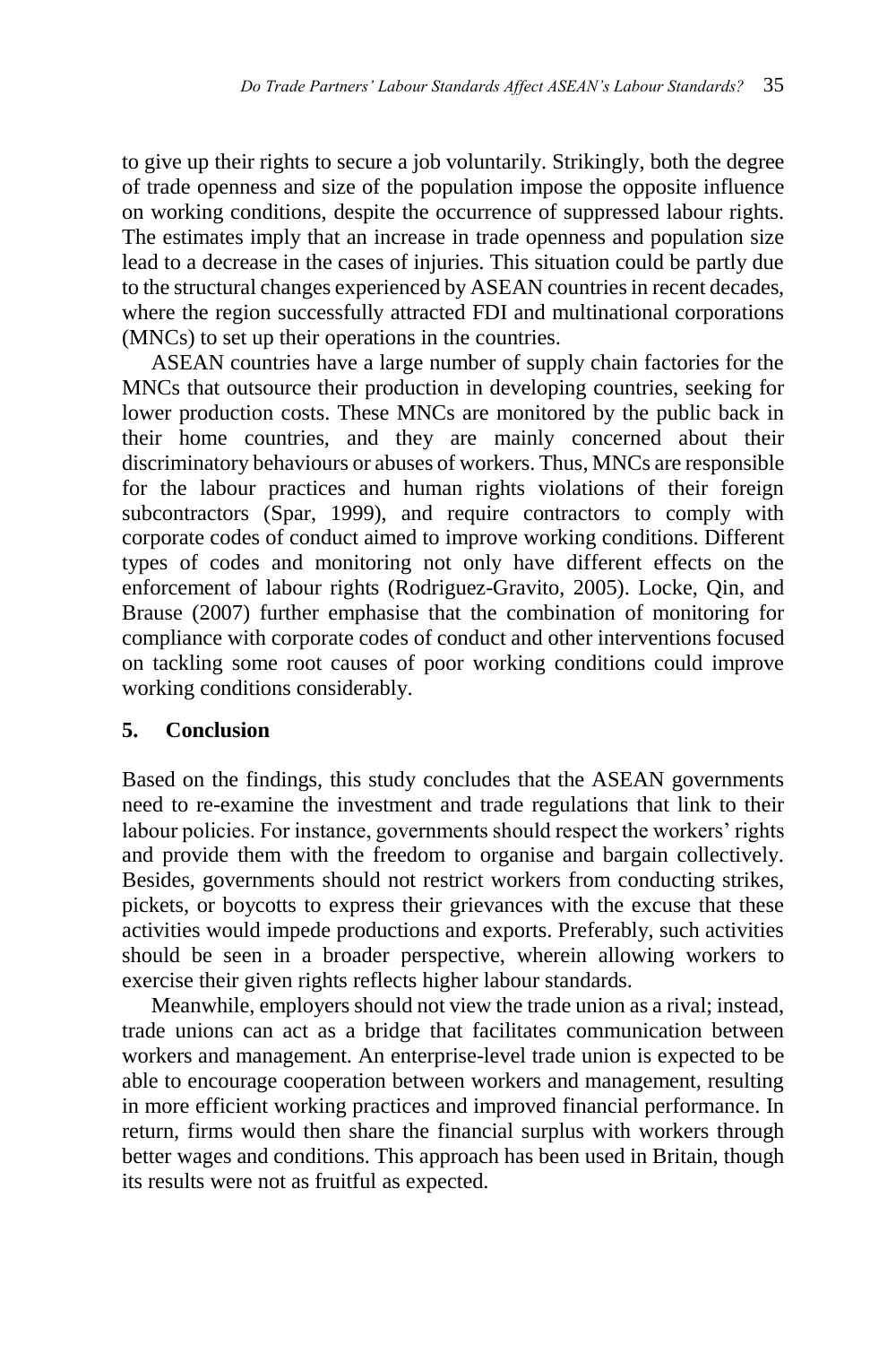to give up their rights to secure a job voluntarily. Strikingly, both the degree of trade openness and size of the population impose the opposite influence on working conditions, despite the occurrence of suppressed labour rights. The estimates imply that an increase in trade openness and population size lead to a decrease in the cases of injuries. This situation could be partly due to the structural changes experienced by ASEAN countries in recent decades, where the region successfully attracted FDI and multinational corporations (MNCs) to set up their operations in the countries.

ASEAN countries have a large number of supply chain factories for the MNCs that outsource their production in developing countries, seeking for lower production costs. These MNCs are monitored by the public back in their home countries, and they are mainly concerned about their discriminatory behaviours or abuses of workers. Thus, MNCs are responsible for the labour practices and human rights violations of their foreign subcontractors (Spar, 1999), and require contractors to comply with corporate codes of conduct aimed to improve working conditions. Different types of codes and monitoring not only have different effects on the enforcement of labour rights (Rodriguez-Gravito, 2005). Locke, Qin, and Brause (2007) further emphasise that the combination of monitoring for compliance with corporate codes of conduct and other interventions focused on tackling some root causes of poor working conditions could improve working conditions considerably.

## 5. Conclusion

Based on the findings, this study concludes that the ASEAN governments need to re-examine the investment and trade regulations that link to their labour policies. For instance, governments should respect the workers' rights and provide them with the freedom to organise and bargain collectively. Besides, governments should not restrict workers from conducting strikes, pickets, or boycotts to express their grievances with the excuse that these activities would impede productions and exports. Preferably, such activities should be seen in a broader perspective, wherein allowing workers to exercise their given rights reflects higher labour standards.

Meanwhile, employers should not view the trade union as a rival; instead, trade unions can act as a bridge that facilitates communication between workers and management. An enterprise-level trade union is expected to be able to encourage cooperation between workers and management, resulting in more efficient working practices and improved financial performance. In return, firms would then share the financial surplus with workers through better wages and conditions. This approach has been used in Britain, though its results were not as fruitful as expected.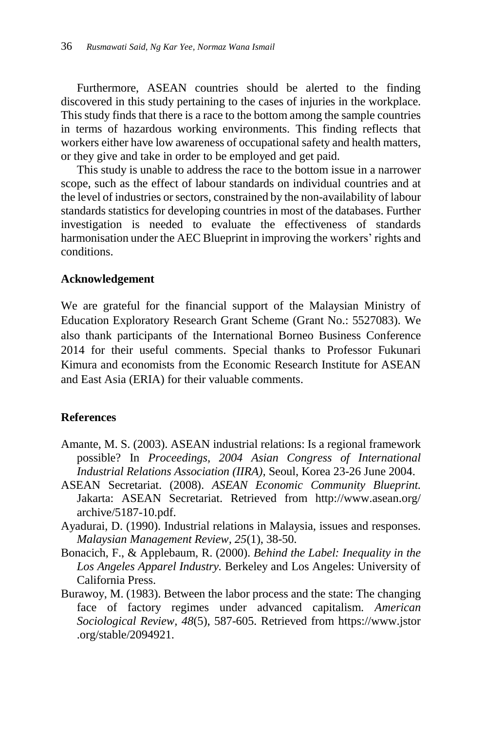Furthermore, ASEAN countries should be alerted to the finding discovered in this study pertaining to the cases of injuries in the workplace. This study finds that there is a race to the bottom among the sample countries in terms of hazardous working environments. This finding reflects that workers either have low awareness of occupational safety and health matters, or they give and take in order to be employed and get paid.

This study is unable to address the race to the bottom issue in a narrower scope, such as the effect of labour standards on individual countries and at the level of industries or sectors, constrained by the non-availability of labour standards statistics for developing countries in most of the databases. Further investigation is needed to evaluate the effectiveness of standards harmonisation under the AEC Blueprint in improving the workers' rights and conditions.

## Acknowledgement

We are grateful for the financial support of the Malaysian Ministry of Education Exploratory Research Grant Scheme (Grant No.: 5527083). We also thank participants of the International Borneo Business Conference 2014 for their useful comments. Special thanks to Professor Fukunari Kimura and economists from the Economic Research Institute for ASEAN and East Asia (ERIA) for their valuable comments.

## References

Amante, M. S. (2003). ASEAN industrial relations: Is a regional framework possible? In *Proceedings, 2004 Asian Congress of International Industrial Relations Association (IIRA),* Seoul, Korea 23-26 June 2004.

ASEAN Secretariat. (2008). *ASEAN Economic Community Blueprint.* Jakarta: ASEAN Secretariat. Retrieved from http://www.asean.org/archive/5187-10.pdf.

Ayadurai, D. (1990). Industrial relations in Malaysia, issues and responses. *Malaysian Management Review*, *25*(1), 38-50.

Bonacich, F., & Applebaum, R. (2000). *Behind the Label: Inequality in the Los Angeles Apparel Industry.* Berkeley and Los Angeles: University of California Press.

Burawoy, M. (1983). Between the labor process and the state: The changing face of factory regimes under advanced capitalism. *American Sociological Review*, *48*(5), 587-605. Retrieved from https://www.jstor.org/stable/2094921.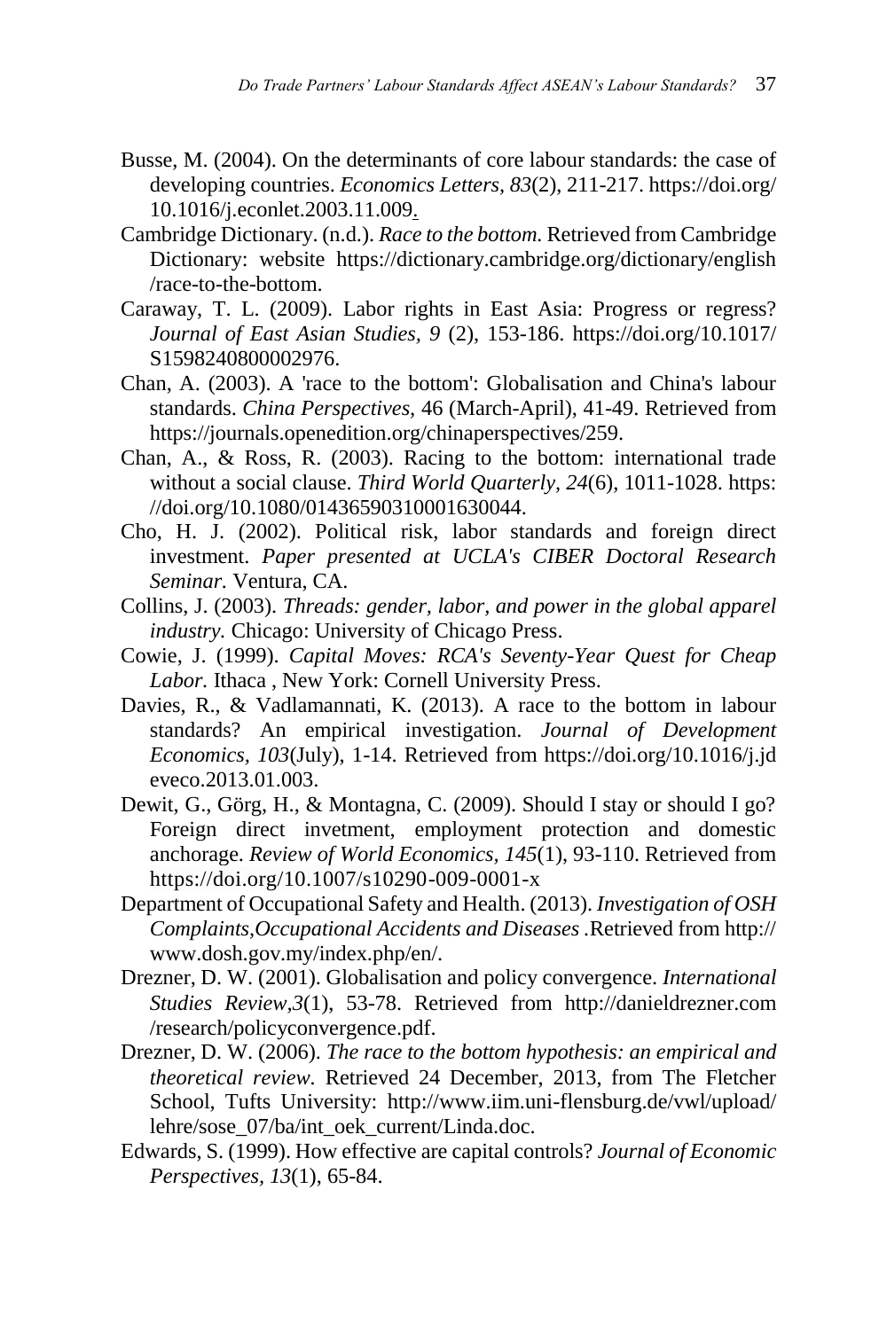Busse, M. (2004). On the determinants of core labour standards: the case of developing countries. *Economics Letters, 83*(2), 211-217. https://doi.org/10.1016/j.econlet.2003.11.009.

Cambridge Dictionary. (n.d.). *Race to the bottom.* Retrieved from Cambridge Dictionary: website https://dictionary.cambridge.org/dictionary/english/race-to-the-bottom.

Caraway, T. L. (2009). Labor rights in East Asia: Progress or regress? *Journal of East Asian Studies, 9* (2), 153-186. https://doi.org/10.1017/S1598240800002976.

Chan, A. (2003). A 'race to the bottom': Globalisation and China's labour standards. *China Perspectives,* 46 (March-April), 41-49. Retrieved from https://journals.openedition.org/chinaperspectives/259.

Chan, A., & Ross, R. (2003). Racing to the bottom: international trade without a social clause. *Third World Quarterly, 24*(6), 1011-1028. https://doi.org/10.1080/01436590310001630044.

Cho, H. J. (2002). Political risk, labor standards and foreign direct investment. *Paper presented at UCLA's CIBER Doctoral Research Seminar.* Ventura, CA.

Collins, J. (2003). *Threads: gender, labor, and power in the global apparel industry.* Chicago: University of Chicago Press.

Cowie, J. (1999). *Capital Moves: RCA's Seventy-Year Quest for Cheap Labor.* Ithaca , New York: Cornell University Press.

Davies, R., & Vadlamannati, K. (2013). A race to the bottom in labour standards? An empirical investigation. *Journal of Development Economics, 103*(July), 1-14. Retrieved from https://doi.org/10.1016/j.jdeveco.2013.01.003.

Dewit, G., Görg, H., & Montagna, C. (2009). Should I stay or should I go? Foreign direct invetment, employment protection and domestic anchorage. *Review of World Economics, 145*(1), 93-110. Retrieved from https://doi.org/10.1007/s10290-009-0001-x

Department of Occupational Safety and Health. (2013). *Investigation of OSH Complaints,Occupational Accidents and Diseases* .Retrieved from http://www.dosh.gov.my/index.php/en/.

Drezner, D. W. (2001). Globalisation and policy convergence. *International Studies Review,3*(1), 53-78. Retrieved from http://danieldrezner.com/research/policyconvergence.pdf.

Drezner, D. W. (2006). *The race to the bottom hypothesis: an empirical and theoretical review.* Retrieved 24 December, 2013, from The Fletcher School, Tufts University: http://www.iim.uni-flensburg.de/vwl/upload/lehre/sose_07/ba/int_oek_current/Linda.doc.

Edwards, S. (1999). How effective are capital controls? *Journal of Economic Perspectives, 13*(1), 65-84.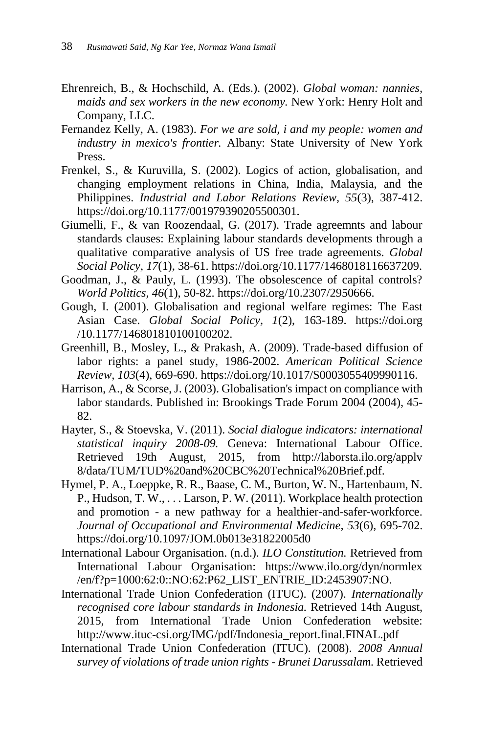Ehrenreich, B., & Hochschild, A. (Eds.). (2002). *Global woman: nannies, maids and sex workers in the new economy.* New York: Henry Holt and Company, LLC.

Fernandez Kelly, A. (1983). *For we are sold, i and my people: women and industry in mexico's frontier.* Albany: State University of New York Press.

Frenkel, S., & Kuruvilla, S. (2002). Logics of action, globalisation, and changing employment relations in China, India, Malaysia, and the Philippines. *Industrial and Labor Relations Review, 55*(3), 387-412. https://doi.org/10.1177/001979390205500301.

Giumelli, F., & van Roozendaal, G. (2017). Trade agreemnts and labour standards clauses: Explaining labour standards developments through a qualitative comparative analysis of US free trade agreements. *Global Social Policy, 17*(1), 38-61. https://doi.org/10.1177/1468018116637209.

Goodman, J., & Pauly, L. (1993). The obsolescence of capital controls? *World Politics, 46*(1), 50-82. https://doi.org/10.2307/2950666.

Gough, I. (2001). Globalisation and regional welfare regimes: The East Asian Case. *Global Social Policy, 1*(2), 163-189. https://doi.org /10.1177/146801810100100202.

Greenhill, B., Mosley, L., & Prakash, A. (2009). Trade-based diffusion of labor rights: a panel study, 1986-2002. *American Political Science Review, 103*(4), 669-690. https://doi.org/10.1017/S0003055409990116.

Harrison, A., & Scorse, J. (2003). Globalisation's impact on compliance with labor standards. Published in: Brookings Trade Forum 2004 (2004), 45-82.

Hayter, S., & Stoevska, V. (2011). *Social dialogue indicators: international statistical inquiry 2008-09.* Geneva: International Labour Office. Retrieved 19th August, 2015, from http://laborsta.ilo.org/applv 8/data/TUM/TUD%20and%20CBC%20Technical%20Brief.pdf.

Hymel, P. A., Loeppke, R. R., Baase, C. M., Burton, W. N., Hartenbaum, N. P., Hudson, T. W., . . . Larson, P. W. (2011). Workplace health protection and promotion - a new pathway for a healthier-and-safer-workforce. *Journal of Occupational and Environmental Medicine, 53*(6), 695-702. https://doi.org/10.1097/JOM.0b013e31822005d0

International Labour Organisation. (n.d.). *ILO Constitution.* Retrieved from International Labour Organisation: https://www.ilo.org/dyn/normlex /en/f?p=1000:62:0::NO:62:P62_LIST_ENTRIE_ID:2453907:NO.

International Trade Union Confederation (ITUC). (2007). *Internationally recognised core labour standards in Indonesia.* Retrieved 14th August, 2015, from International Trade Union Confederation website: http://www.ituc-csi.org/IMG/pdf/Indonesia_report.final.FINAL.pdf

International Trade Union Confederation (ITUC). (2008). *2008 Annual survey of violations of trade union rights - Brunei Darussalam.* Retrieved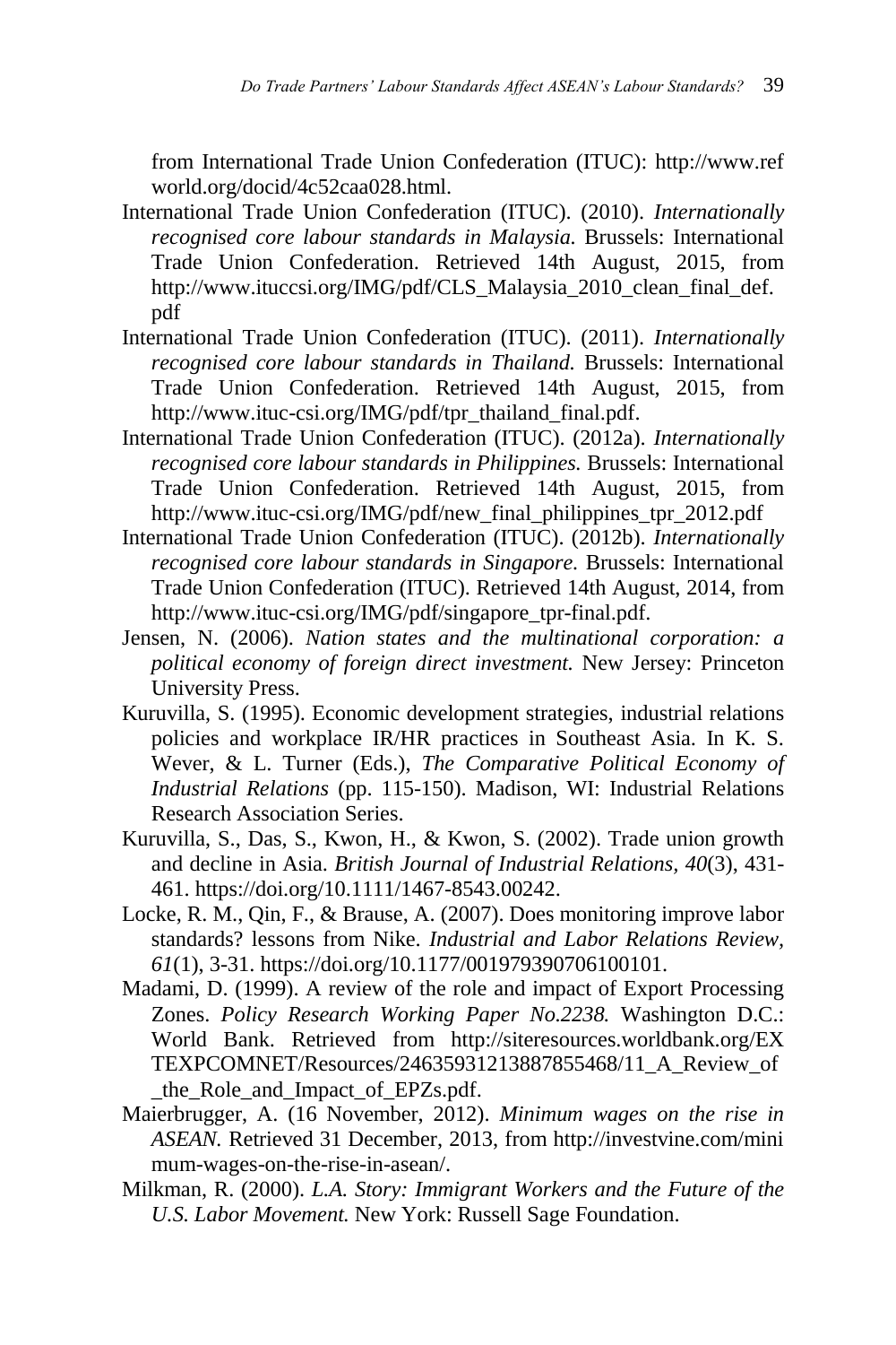from International Trade Union Confederation (ITUC): http://www.refworld.org/docid/4c52caa028.html.

International Trade Union Confederation (ITUC). (2010). *Internationally recognised core labour standards in Malaysia.* Brussels: International Trade Union Confederation. Retrieved 14th August, 2015, from http://www.ituccsi.org/IMG/pdf/CLS_Malaysia_2010_clean_final_def.pdf

International Trade Union Confederation (ITUC). (2011). *Internationally recognised core labour standards in Thailand.* Brussels: International Trade Union Confederation. Retrieved 14th August, 2015, from http://www.ituc-csi.org/IMG/pdf/tpr_thailand_final.pdf.

International Trade Union Confederation (ITUC). (2012a). *Internationally recognised core labour standards in Philippines.* Brussels: International Trade Union Confederation. Retrieved 14th August, 2015, from http://www.ituc-csi.org/IMG/pdf/new_final_philippines_tpr_2012.pdf

International Trade Union Confederation (ITUC). (2012b). *Internationally recognised core labour standards in Singapore.* Brussels: International Trade Union Confederation (ITUC). Retrieved 14th August, 2014, from http://www.ituc-csi.org/IMG/pdf/singapore_tpr-final.pdf.

Jensen, N. (2006). *Nation states and the multinational corporation: a political economy of foreign direct investment.* New Jersey: Princeton University Press.

Kuruvilla, S. (1995). Economic development strategies, industrial relations policies and workplace IR/HR practices in Southeast Asia. In K. S. Wever, & L. Turner (Eds.), *The Comparative Political Economy of Industrial Relations* (pp. 115-150). Madison, WI: Industrial Relations Research Association Series.

Kuruvilla, S., Das, S., Kwon, H., & Kwon, S. (2002). Trade union growth and decline in Asia. *British Journal of Industrial Relations, 40*(3), 431-461. https://doi.org/10.1111/1467-8543.00242.

Locke, R. M., Qin, F., & Brause, A. (2007). Does monitoring improve labor standards? lessons from Nike. *Industrial and Labor Relations Review, 61*(1), 3-31. https://doi.org/10.1177/001979390706100101.

Madami, D. (1999). A review of the role and impact of Export Processing Zones. *Policy Research Working Paper No.2238.* Washington D.C.: World Bank. Retrieved from http://siteresources.worldbank.org/EXTEXPCOMNET/Resources/24635931213887855468/11_A_Review_of_the_Role_and_Impact_of_EPZs.pdf.

Maierbrugger, A. (16 November, 2012). *Minimum wages on the rise in ASEAN.* Retrieved 31 December, 2013, from http://investvine.com/minimum-wages-on-the-rise-in-asean/.

Milkman, R. (2000). *L.A. Story: Immigrant Workers and the Future of the U.S. Labor Movement.* New York: Russell Sage Foundation.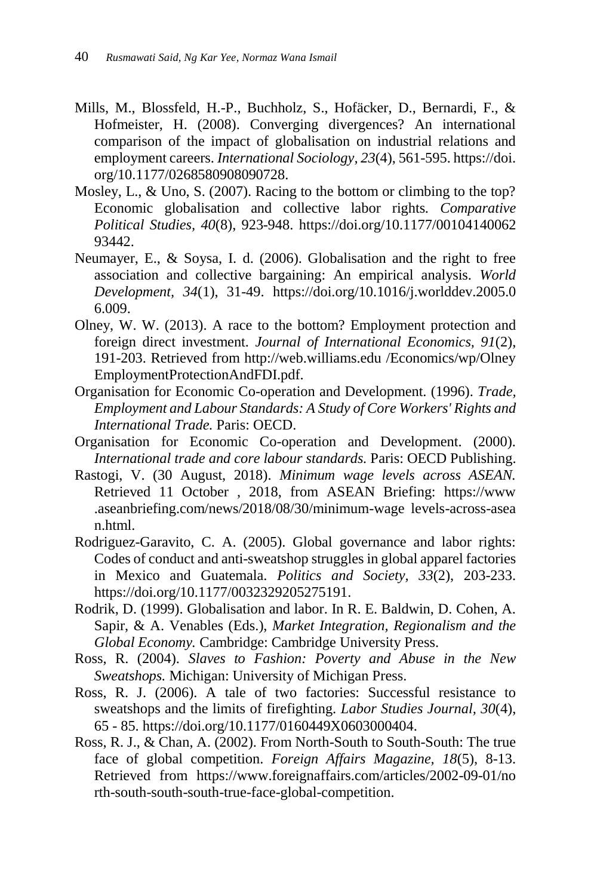Mills, M., Blossfeld, H.-P., Buchholz, S., Hofäcker, D., Bernardi, F., & Hofmeister, H. (2008). Converging divergences? An international comparison of the impact of globalisation on industrial relations and employment careers. *International Sociology, 23*(4), 561-595. https://doi.org/10.1177/0268580908090728.

Mosley, L., & Uno, S. (2007). Racing to the bottom or climbing to the top? Economic globalisation and collective labor rights. *Comparative Political Studies, 40*(8), 923-948. https://doi.org/10.1177/0010414006293442.

Neumayer, E., & Soysa, I. d. (2006). Globalisation and the right to free association and collective bargaining: An empirical analysis. *World Development, 34*(1), 31-49. https://doi.org/10.1016/j.worlddev.2005.06.009.

Olney, W. W. (2013). A race to the bottom? Employment protection and foreign direct investment. *Journal of International Economics, 91*(2), 191-203. Retrieved from http://web.williams.edu /Economics/wp/OlneyEmploymentProtectionAndFDI.pdf.

Organisation for Economic Co-operation and Development. (1996). *Trade, Employment and Labour Standards: A Study of Core Workers' Rights and International Trade.* Paris: OECD.

Organisation for Economic Co-operation and Development. (2000). *International trade and core labour standards.* Paris: OECD Publishing.

Rastogi, V. (30 August, 2018). *Minimum wage levels across ASEAN.* Retrieved 11 October , 2018, from ASEAN Briefing: https://www.aseanbriefing.com/news/2018/08/30/minimum-wage levels-across-asean.html.

Rodriguez-Garavito, C. A. (2005). Global governance and labor rights: Codes of conduct and anti-sweatshop struggles in global apparel factories in Mexico and Guatemala. *Politics and Society, 33*(2), 203-233. https://doi.org/10.1177/0032329205275191.

Rodrik, D. (1999). Globalisation and labor. In R. E. Baldwin, D. Cohen, A. Sapir, & A. Venables (Eds.), *Market Integration, Regionalism and the Global Economy.* Cambridge: Cambridge University Press.

Ross, R. (2004). *Slaves to Fashion: Poverty and Abuse in the New Sweatshops.* Michigan: University of Michigan Press.

Ross, R. J. (2006). A tale of two factories: Successful resistance to sweatshops and the limits of firefighting. *Labor Studies Journal, 30*(4), 65 - 85. https://doi.org/10.1177/0160449X0603000404.

Ross, R. J., & Chan, A. (2002). From North-South to South-South: The true face of global competition. *Foreign Affairs Magazine, 18*(5), 8-13. Retrieved from https://www.foreignaffairs.com/articles/2002-09-01/north-south-south-south-true-face-global-competition.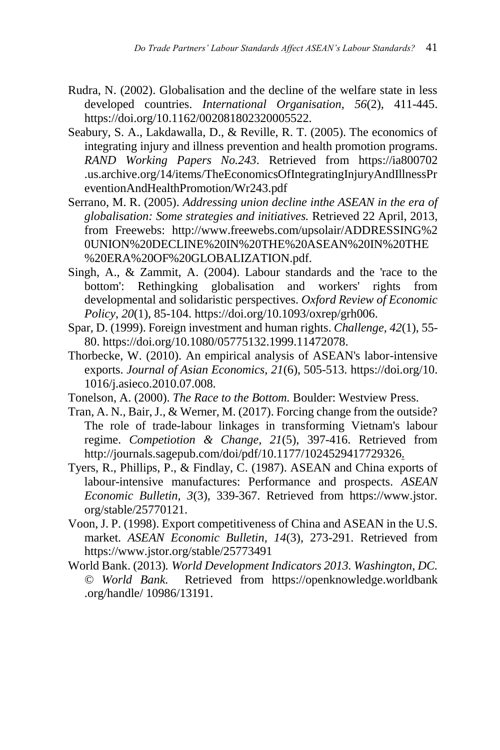Rudra, N. (2002). Globalisation and the decline of the welfare state in less developed countries. *International Organisation, 56*(2), 411-445. https://doi.org/10.1162/002081802320005522.

Seabury, S. A., Lakdawalla, D., & Reville, R. T. (2005). The economics of integrating injury and illness prevention and health promotion programs. *RAND Working Papers No.243*. Retrieved from https://ia800702.us.archive.org/14/items/TheEconomicsOfIntegratingInjuryAndIllnessPreventionAndHealthPromotion/Wr243.pdf

Serrano, M. R. (2005). *Addressing union decline inthe ASEAN in the era of globalisation: Some strategies and initiatives.* Retrieved 22 April, 2013, from Freewebs: http://www.freewebs.com/upsolair/ADDRESSING%20UNION%20DECLINE%20IN%20THE%20ASEAN%20IN%20THE%20ERA%20OF%20GLOBALIZATION.pdf.

Singh, A., & Zammit, A. (2004). Labour standards and the 'race to the bottom': Rethingking globalisation and workers' rights from developmental and solidaristic perspectives. *Oxford Review of Economic Policy, 20*(1), 85-104. https://doi.org/10.1093/oxrep/grh006.

Spar, D. (1999). Foreign investment and human rights. *Challenge, 42*(1), 55-80. https://doi.org/10.1080/05775132.1999.11472078.

Thorbecke, W. (2010). An empirical analysis of ASEAN's labor-intensive exports. *Journal of Asian Economics, 21*(6), 505-513. https://doi.org/10.1016/j.asieco.2010.07.008.

Tonelson, A. (2000). *The Race to the Bottom.* Boulder: Westview Press.

Tran, A. N., Bair, J., & Werner, M. (2017). Forcing change from the outside? The role of trade-labour linkages in transforming Vietnam's labour regime. *Competiotion & Change, 21*(5), 397-416. Retrieved from http://journals.sagepub.com/doi/pdf/10.1177/1024529417729326.

Tyers, R., Phillips, P., & Findlay, C. (1987). ASEAN and China exports of labour-intensive manufactures: Performance and prospects. *ASEAN Economic Bulletin, 3*(3), 339-367. Retrieved from https://www.jstor.org/stable/25770121.

Voon, J. P. (1998). Export competitiveness of China and ASEAN in the U.S. market. *ASEAN Economic Bulletin, 14*(3), 273-291. Retrieved from https://www.jstor.org/stable/25773491

World Bank. (2013). *World Development Indicators 2013. Washington, DC. © World Bank.* Retrieved from https://openknowledge.worldbank.org/handle/ 10986/13191.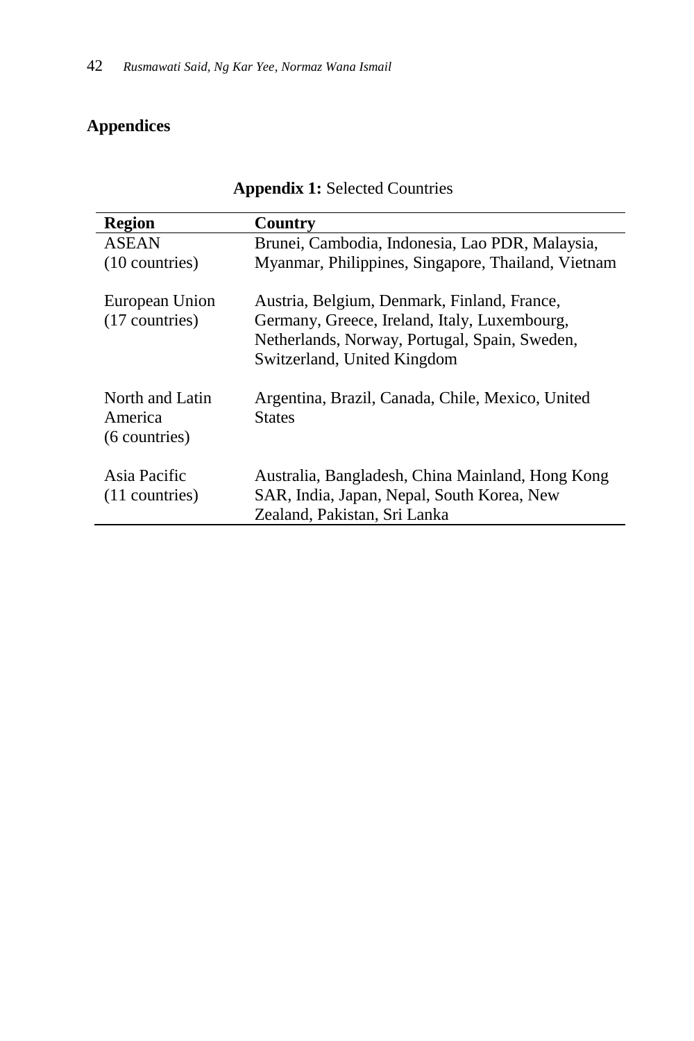## Appendices

**Appendix 1:** Selected Countries

| Region | Country |
|---|---|
| ASEAN (10 countries) | Brunei, Cambodia, Indonesia, Lao PDR, Malaysia, Myanmar, Philippines, Singapore, Thailand, Vietnam |
| European Union (17 countries) | Austria, Belgium, Denmark, Finland, France, Germany, Greece, Ireland, Italy, Luxembourg, Netherlands, Norway, Portugal, Spain, Sweden, Switzerland, United Kingdom |
| North and Latin America (6 countries) | Argentina, Brazil, Canada, Chile, Mexico, United States |
| Asia Pacific (11 countries) | Australia, Bangladesh, China Mainland, Hong Kong SAR, India, Japan, Nepal, South Korea, New Zealand, Pakistan, Sri Lanka |